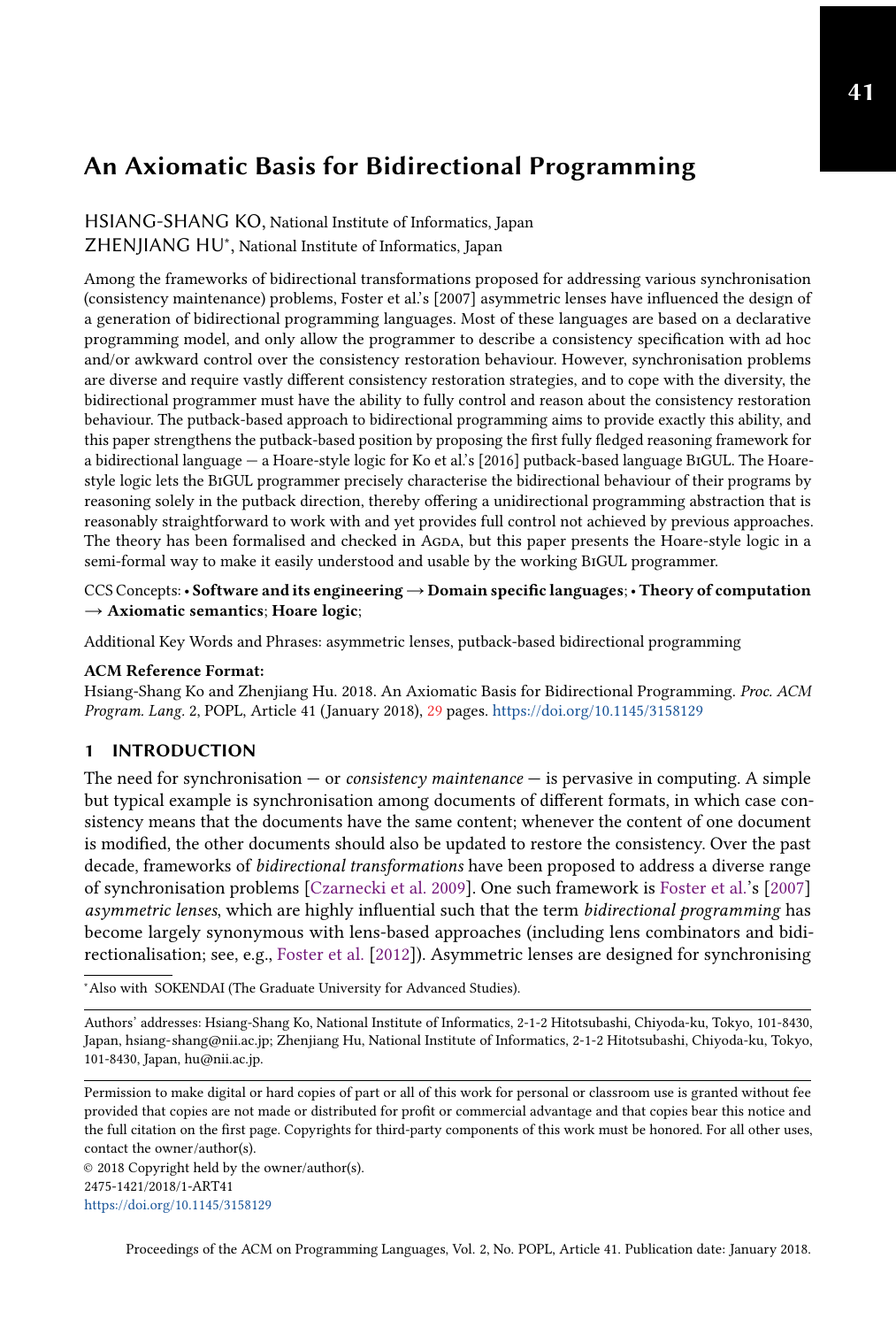# An Axiomatic Basis for Bidirectional Programming

HSIANG-SHANG KO, National Institute of Informatics, Japan
ZHENJIANG HU*, National Institute of Informatics, Japan

Among the frameworks of bidirectional transformations proposed for addressing various synchronisation (consistency maintenance) problems, Foster et al.'s [2007] asymmetric lenses have influenced the design of a generation of bidirectional programming languages. Most of these languages are based on a declarative programming model, and only allow the programmer to describe a consistency specification with ad hoc and/or awkward control over the consistency restoration behaviour. However, synchronisation problems are diverse and require vastly different consistency restoration strategies, and to cope with the diversity, the bidirectional programmer must have the ability to fully control and reason about the consistency restoration behaviour. The putback-based approach to bidirectional programming aims to provide exactly this ability, and this paper strengthens the putback-based position by proposing the first fully fledged reasoning framework for a bidirectional language — a Hoare-style logic for Ko et al.'s [2016] putback-based language BiGUL. The Hoare-style logic lets the BiGUL programmer precisely characterise the bidirectional behaviour of their programs by reasoning solely in the putback direction, thereby offering a unidirectional programming abstraction that is reasonably straightforward to work with and yet provides full control not achieved by previous approaches. The theory has been formalised and checked in Agda, but this paper presents the Hoare-style logic in a semi-formal way to make it easily understood and usable by the working BiGUL programmer.

CCS Concepts: • **Software and its engineering → Domain specific languages**; • **Theory of computation → Axiomatic semantics**; **Hoare logic**;

Additional Key Words and Phrases: asymmetric lenses, putback-based bidirectional programming

**ACM Reference Format:**
Hsiang-Shang Ko and Zhenjiang Hu. 2018. An Axiomatic Basis for Bidirectional Programming. *Proc. ACM Program. Lang.* 2, POPL, Article 41 (January 2018), 29 pages. https://doi.org/10.1145/3158129

## 1 INTRODUCTION

The need for synchronisation — or *consistency maintenance* — is pervasive in computing. A simple but typical example is synchronisation among documents of different formats, in which case consistency means that the documents have the same content; whenever the content of one document is modified, the other documents should also be updated to restore the consistency. Over the past decade, frameworks of *bidirectional transformations* have been proposed to address a diverse range of synchronisation problems [Czarnecki et al. 2009]. One such framework is Foster et al.'s [2007] *asymmetric lenses*, which are highly influential such that the term *bidirectional programming* has become largely synonymous with lens-based approaches (including lens combinators and bidirectionalisation; see, e.g., Foster et al. [2012]). Asymmetric lenses are designed for synchronising

*Also with SOKENDAI (The Graduate University for Advanced Studies).

Authors' addresses: Hsiang-Shang Ko, National Institute of Informatics, 2-1-2 Hitotsubashi, Chiyoda-ku, Tokyo, 101-8430, Japan, hsiang-shang@nii.ac.jp; Zhenjiang Hu, National Institute of Informatics, 2-1-2 Hitotsubashi, Chiyoda-ku, Tokyo, 101-8430, Japan, hu@nii.ac.jp.

Permission to make digital or hard copies of part or all of this work for personal or classroom use is granted without fee provided that copies are not made or distributed for profit or commercial advantage and that copies bear this notice and the full citation on the first page. Copyrights for third-party components of this work must be honored. For all other uses, contact the owner/author(s).
© 2018 Copyright held by the owner/author(s).
2475-1421/2018/1-ART41
https://doi.org/10.1145/3158129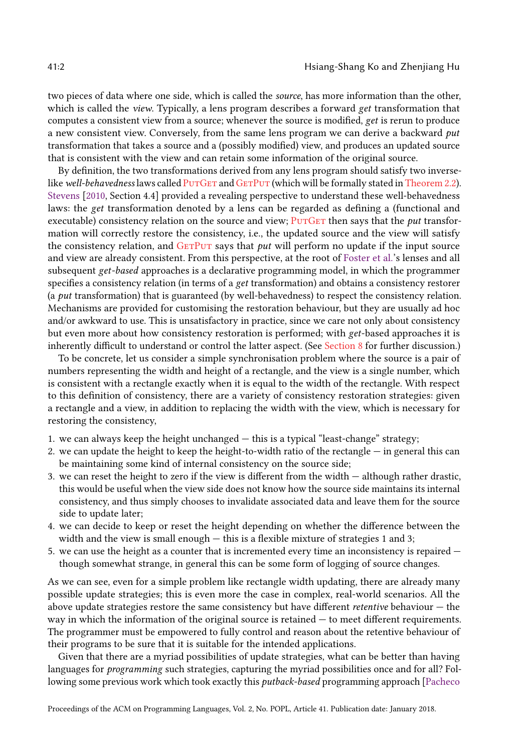two pieces of data where one side, which is called the *source*, has more information than the other, which is called the *view*. Typically, a lens program describes a forward *get* transformation that computes a consistent view from a source; whenever the source is modified, *get* is rerun to produce a new consistent view. Conversely, from the same lens program we can derive a backward *put* transformation that takes a source and a (possibly modified) view, and produces an updated source that is consistent with the view and can retain some information of the original source.

By definition, the two transformations derived from any lens program should satisfy two inverse-like *well-behavedness* laws called PutGet and GetPut (which will be formally stated in Theorem 2.2). Stevens [2010, Section 4.4] provided a revealing perspective to understand these well-behavedness laws: the *get* transformation denoted by a lens can be regarded as defining a (functional and executable) consistency relation on the source and view; PutGet then says that the *put* transformation will correctly restore the consistency, i.e., the updated source and the view will satisfy the consistency relation, and GetPut says that *put* will perform no update if the input source and view are already consistent. From this perspective, at the root of Foster et al.'s lenses and all subsequent *get-based* approaches is a declarative programming model, in which the programmer specifies a consistency relation (in terms of a *get* transformation) and obtains a consistency restorer (a *put* transformation) that is guaranteed (by well-behavedness) to respect the consistency relation. Mechanisms are provided for customising the restoration behaviour, but they are usually ad hoc and/or awkward to use. This is unsatisfactory in practice, since we care not only about consistency but even more about how consistency restoration is performed; with *get*-based approaches it is inherently difficult to understand or control the latter aspect. (See Section 8 for further discussion.)

To be concrete, let us consider a simple synchronisation problem where the source is a pair of numbers representing the width and height of a rectangle, and the view is a single number, which is consistent with a rectangle exactly when it is equal to the width of the rectangle. With respect to this definition of consistency, there are a variety of consistency restoration strategies: given a rectangle and a view, in addition to replacing the width with the view, which is necessary for restoring the consistency,

1. we can always keep the height unchanged — this is a typical "least-change" strategy;
2. we can update the height to keep the height-to-width ratio of the rectangle — in general this can be maintaining some kind of internal consistency on the source side;
3. we can reset the height to zero if the view is different from the width — although rather drastic, this would be useful when the view side does not know how the source side maintains its internal consistency, and thus simply chooses to invalidate associated data and leave them for the source side to update later;
4. we can decide to keep or reset the height depending on whether the difference between the width and the view is small enough — this is a flexible mixture of strategies 1 and 3;
5. we can use the height as a counter that is incremented every time an inconsistency is repaired — though somewhat strange, in general this can be some form of logging of source changes.

As we can see, even for a simple problem like rectangle width updating, there are already many possible update strategies; this is even more the case in complex, real-world scenarios. All the above update strategies restore the same consistency but have different *retentive* behaviour — the way in which the information of the original source is retained — to meet different requirements. The programmer must be empowered to fully control and reason about the retentive behaviour of their programs to be sure that it is suitable for the intended applications.

Given that there are a myriad possibilities of update strategies, what can be better than having languages for *programming* such strategies, capturing the myriad possibilities once and for all? Following some previous work which took exactly this *putback-based* programming approach [Pacheco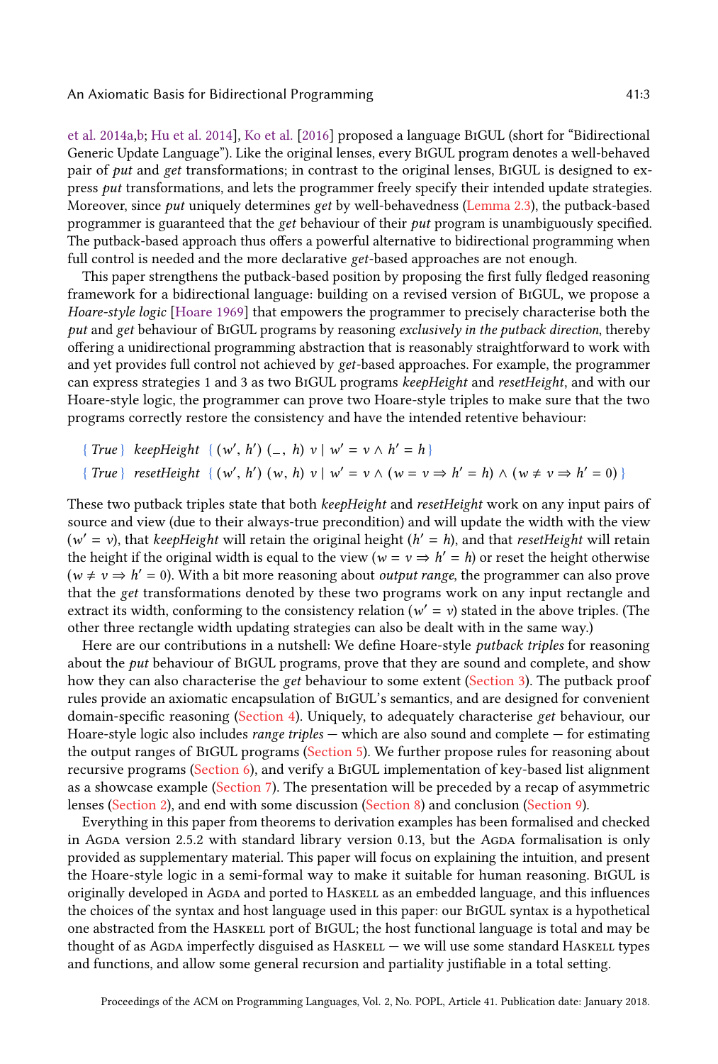et al. 2014a,b; Hu et al. 2014], Ko et al. [2016] proposed a language BiGUL (short for "Bidirectional Generic Update Language"). Like the original lenses, every BiGUL program denotes a well-behaved pair of *put* and *get* transformations; in contrast to the original lenses, BiGUL is designed to express *put* transformations, and lets the programmer freely specify their intended update strategies. Moreover, since *put* uniquely determines *get* by well-behavedness (Lemma 2.3), the putback-based programmer is guaranteed that the *get* behaviour of their *put* program is unambiguously specified. The putback-based approach thus offers a powerful alternative to bidirectional programming when full control is needed and the more declarative *get*-based approaches are not enough.

This paper strengthens the putback-based position by proposing the first fully fledged reasoning framework for a bidirectional language: building on a revised version of BiGUL, we propose a *Hoare-style logic* [Hoare 1969] that empowers the programmer to precisely characterise both the *put* and *get* behaviour of BiGUL programs by reasoning *exclusively in the putback direction*, thereby offering a unidirectional programming abstraction that is reasonably straightforward to work with and yet provides full control not achieved by *get*-based approaches. For example, the programmer can express strategies 1 and 3 as two BiGUL programs *keepHeight* and *resetHeight*, and with our Hoare-style logic, the programmer can prove two Hoare-style triples to make sure that the two programs correctly restore the consistency and have the intended retentive behaviour:

$$\{\, \mathit{True} \,\}\ \ \mathit{keepHeight}\ \ \{\, (w',\ h')\ (\_,\ h)\ v \mid w' = v \land h' = h \,\}$$

$$\{\, \mathit{True} \,\}\ \ \mathit{resetHeight}\ \ \{\, (w',\ h')\ (w,\ h)\ v \mid w' = v \land (w = v \Rightarrow h' = h) \land (w \neq v \Rightarrow h' = 0) \,\}$$

These two putback triples state that both *keepHeight* and *resetHeight* work on any input pairs of source and view (due to their always-true precondition) and will update the width with the view ($w' = v$), that *keepHeight* will retain the original height ($h' = h$), and that *resetHeight* will retain the height if the original width is equal to the view ($w = v \Rightarrow h' = h$) or reset the height otherwise ($w \neq v \Rightarrow h' = 0$). With a bit more reasoning about *output range*, the programmer can also prove that the *get* transformations denoted by these two programs work on any input rectangle and extract its width, conforming to the consistency relation ($w' = v$) stated in the above triples. (The other three rectangle width updating strategies can also be dealt with in the same way.)

Here are our contributions in a nutshell: We define Hoare-style *putback triples* for reasoning about the *put* behaviour of BiGUL programs, prove that they are sound and complete, and show how they can also characterise the *get* behaviour to some extent (Section 3). The putback proof rules provide an axiomatic encapsulation of BiGUL's semantics, and are designed for convenient domain-specific reasoning (Section 4). Uniquely, to adequately characterise *get* behaviour, our Hoare-style logic also includes *range triples* — which are also sound and complete — for estimating the output ranges of BiGUL programs (Section 5). We further propose rules for reasoning about recursive programs (Section 6), and verify a BiGUL implementation of key-based list alignment as a showcase example (Section 7). The presentation will be preceded by a recap of asymmetric lenses (Section 2), and end with some discussion (Section 8) and conclusion (Section 9).

Everything in this paper from theorems to derivation examples has been formalised and checked in Agda version 2.5.2 with standard library version 0.13, but the Agda formalisation is only provided as supplementary material. This paper will focus on explaining the intuition, and present the Hoare-style logic in a semi-formal way to make it suitable for human reasoning. BiGUL is originally developed in Agda and ported to Haskell as an embedded language, and this influences the choices of the syntax and host language used in this paper: our BiGUL syntax is a hypothetical one abstracted from the Haskell port of BiGUL; the host functional language is total and may be thought of as Agda imperfectly disguised as Haskell — we will use some standard Haskell types and functions, and allow some general recursion and partiality justifiable in a total setting.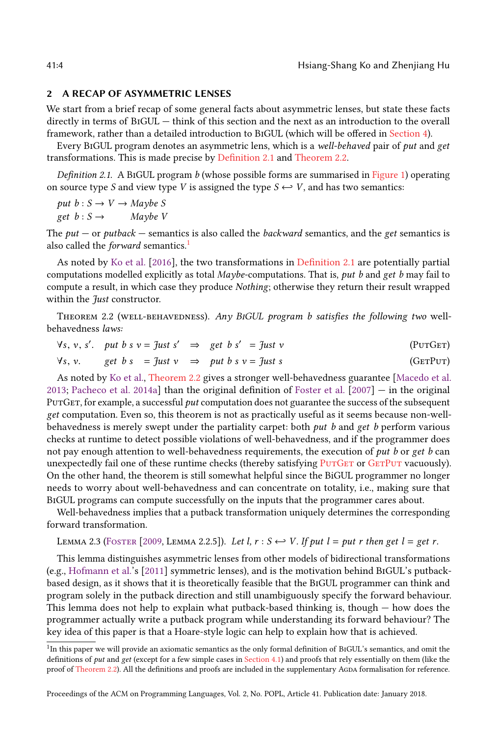## 2 A RECAP OF ASYMMETRIC LENSES

We start from a brief recap of some general facts about asymmetric lenses, but state these facts directly in terms of BiGUL — think of this section and the next as an introduction to the overall framework, rather than a detailed introduction to BiGUL (which will be offered in Section 4).

Every BiGUL program denotes an asymmetric lens, which is a *well-behaved* pair of *put* and *get* transformations. This is made precise by Definition 2.1 and Theorem 2.2.

*Definition 2.1.* A BiGUL program $b$ (whose possible forms are summarised in Figure 1) operating on source type $S$ and view type $V$ is assigned the type $S \hookleftarrow V$, and has two semantics:

$$\begin{aligned} &put\ b : S \to V \to Maybe\ S \\ &get\ \ b : S \to \phantom{V \to{}} Maybe\ V \end{aligned}$$

The *put* — or *putback* — semantics is also called the *backward* semantics, and the *get* semantics is also called the *forward* semantics.[1]

As noted by Ko et al. [2016], the two transformations in Definition 2.1 are potentially partial computations modelled explicitly as total *Maybe*-computations. That is, $put\ b$ and $get\ b$ may fail to compute a result, in which case they produce *Nothing*; otherwise they return their result wrapped within the *Just* constructor.

Theorem 2.2 (well-behavedness). *Any BiGUL program $b$ satisfies the following two* well-behavedness *laws:*

$$\forall s,\ v,\ s'.\quad put\ b\ s\ v = Just\ s' \quad\Rightarrow\quad get\ b\ s' \ = Just\ v \qquad \text{(PutGet)}$$

$$\forall s,\ v.\qquad get\ b\ s \ \ = Just\ v \quad\Rightarrow\quad put\ b\ s\ v = Just\ s \qquad \text{(GetPut)}$$

As noted by Ko et al., Theorem 2.2 gives a stronger well-behavedness guarantee [Macedo et al. 2013; Pacheco et al. 2014a] than the original definition of Foster et al. [2007] — in the original PutGet, for example, a successful *put* computation does not guarantee the success of the subsequent *get* computation. Even so, this theorem is not as practically useful as it seems because non-well-behavedness is merely swept under the partiality carpet: both $put\ b$ and $get\ b$ perform various checks at runtime to detect possible violations of well-behavedness, and if the programmer does not pay enough attention to well-behavedness requirements, the execution of $put\ b$ or $get\ b$ can unexpectedly fail one of these runtime checks (thereby satisfying PutGet or GetPut vacuously). On the other hand, the theorem is still somewhat helpful since the BiGUL programmer no longer needs to worry about well-behavedness and can concentrate on totality, i.e., making sure that BiGUL programs can compute successfully on the inputs that the programmer cares about.

Well-behavedness implies that a putback transformation uniquely determines the corresponding forward transformation.

Lemma 2.3 (Foster [2009, Lemma 2.2.5]). *Let $l$, $r : S \hookleftarrow V$. If $put\ l = put\ r$ then $get\ l = get\ r$.*

This lemma distinguishes asymmetric lenses from other models of bidirectional transformations (e.g., Hofmann et al.'s [2011] symmetric lenses), and is the motivation behind BiGUL's putback-based design, as it shows that it is theoretically feasible that the BiGUL programmer can think and program solely in the putback direction and still unambiguously specify the forward behaviour. This lemma does not help to explain what putback-based thinking is, though — how does the programmer actually write a putback program while understanding its forward behaviour? The key idea of this paper is that a Hoare-style logic can help to explain how that is achieved.

[1] In this paper we will provide an axiomatic semantics as the only formal definition of BiGUL's semantics, and omit the definitions of *put* and *get* (except for a few simple cases in Section 4.1) and proofs that rely essentially on them (like the proof of Theorem 2.2). All the definitions and proofs are included in the supplementary Agda formalisation for reference.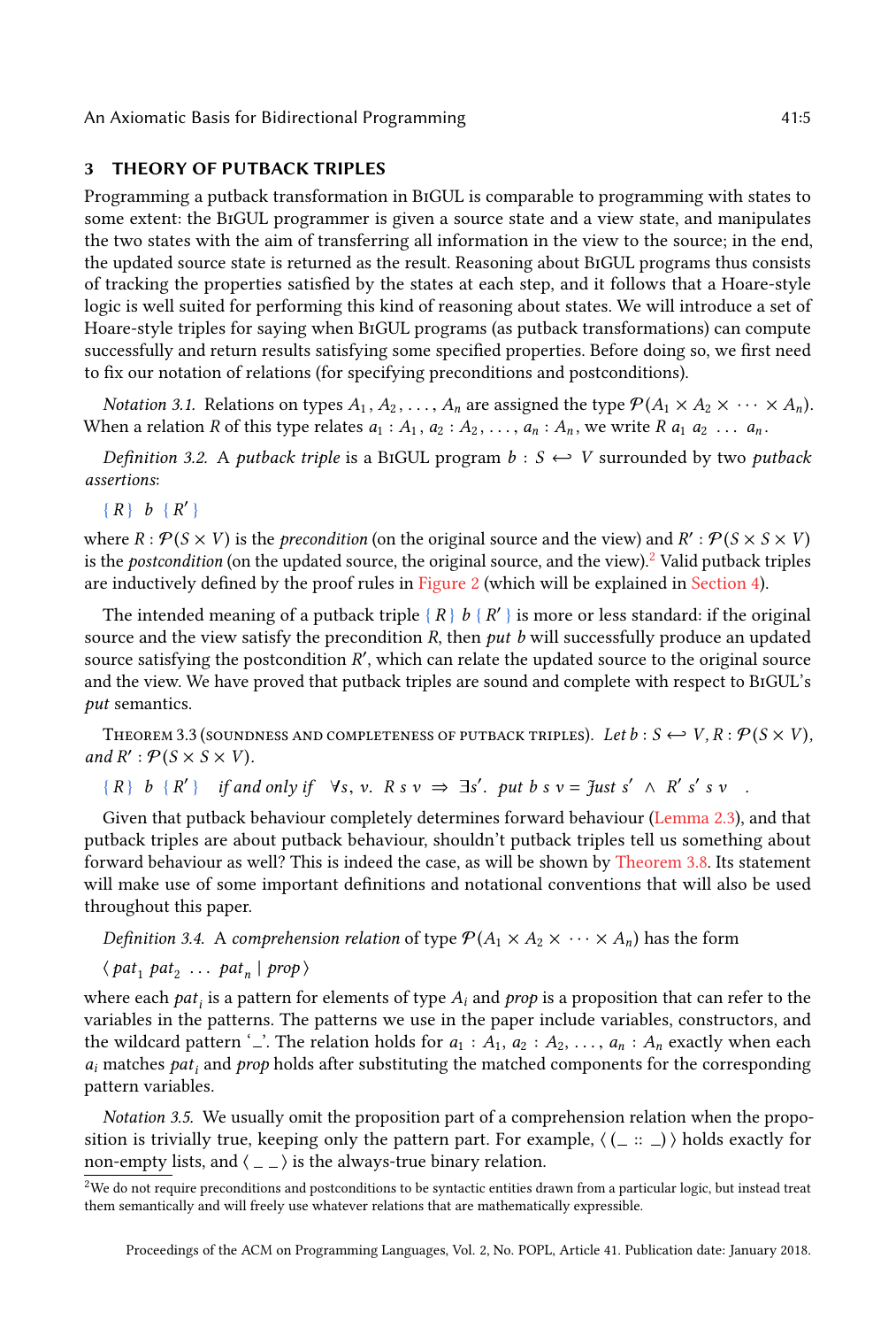## 3 THEORY OF PUTBACK TRIPLES

Programming a putback transformation in BiGUL is comparable to programming with states to some extent: the BiGUL programmer is given a source state and a view state, and manipulates the two states with the aim of transferring all information in the view to the source; in the end, the updated source state is returned as the result. Reasoning about BiGUL programs thus consists of tracking the properties satisfied by the states at each step, and it follows that a Hoare-style logic is well suited for performing this kind of reasoning about states. We will introduce a set of Hoare-style triples for saying when BiGUL programs (as putback transformations) can compute successfully and return results satisfying some specified properties. Before doing so, we first need to fix our notation of relations (for specifying preconditions and postconditions).

*Notation 3.1.* Relations on types $A_1, A_2, \ldots, A_n$ are assigned the type $\mathcal{P}(A_1 \times A_2 \times \cdots \times A_n)$. When a relation $R$ of this type relates $a_1 : A_1, a_2 : A_2, \ldots, a_n : A_n$, we write $R\ a_1\ a_2\ \ldots\ a_n$.

*Definition 3.2.* A *putback triple* is a BiGUL program $b : S \hookleftarrow V$ surrounded by two *putback assertions*:

$$\{\, R \,\}\ \ b\ \ \{\, R' \,\}$$

where $R : \mathcal{P}(S \times V)$ is the *precondition* (on the original source and the view) and $R' : \mathcal{P}(S \times S \times V)$ is the *postcondition* (on the updated source, the original source, and the view).[2] Valid putback triples are inductively defined by the proof rules in Figure 2 (which will be explained in Section 4).

The intended meaning of a putback triple $\{\, R \,\}\ b\ \{\, R' \,\}$ is more or less standard: if the original source and the view satisfy the precondition $R$, then *put* $b$ will successfully produce an updated source satisfying the postcondition $R'$, which can relate the updated source to the original source and the view. We have proved that putback triples are sound and complete with respect to BiGUL's *put* semantics.

Theorem 3.3 (soundness and completeness of putback triples). *Let* $b : S \hookleftarrow V$, $R : \mathcal{P}(S \times V)$, *and* $R' : \mathcal{P}(S \times S \times V)$.

$$\{\, R \,\}\ \ b\ \ \{\, R' \,\} \quad \textit{if and only if} \quad \forall s,\ v.\ \ R\ s\ v\ \Rightarrow\ \exists s'.\ \ \mathit{put}\ b\ s\ v = \mathit{Just}\ s'\ \wedge\ R'\ s'\ s\ v \quad .$$

Given that putback behaviour completely determines forward behaviour (Lemma 2.3), and that putback triples are about putback behaviour, shouldn't putback triples tell us something about forward behaviour as well? This is indeed the case, as will be shown by Theorem 3.8. Its statement will make use of some important definitions and notational conventions that will also be used throughout this paper.

*Definition 3.4.* A *comprehension relation* of type $\mathcal{P}(A_1 \times A_2 \times \cdots \times A_n)$ has the form

$$\langle\, \mathit{pat}_1\ \mathit{pat}_2\ \ldots\ \mathit{pat}_n \mid \mathit{prop} \,\rangle$$

where each $\mathit{pat}_i$ is a pattern for elements of type $A_i$ and *prop* is a proposition that can refer to the variables in the patterns. The patterns we use in the paper include variables, constructors, and the wildcard pattern '\_'. The relation holds for $a_1 : A_1, a_2 : A_2, \ldots, a_n : A_n$ exactly when each $a_i$ matches $\mathit{pat}_i$ and *prop* holds after substituting the matched components for the corresponding pattern variables.

*Notation 3.5.* We usually omit the proposition part of a comprehension relation when the proposition is trivially true, keeping only the pattern part. For example, $\langle\, (\_ :: \_) \,\rangle$ holds exactly for non-empty lists, and $\langle\, \_\ \_ \,\rangle$ is the always-true binary relation.

[2] We do not require preconditions and postconditions to be syntactic entities drawn from a particular logic, but instead treat them semantically and will freely use whatever relations that are mathematically expressible.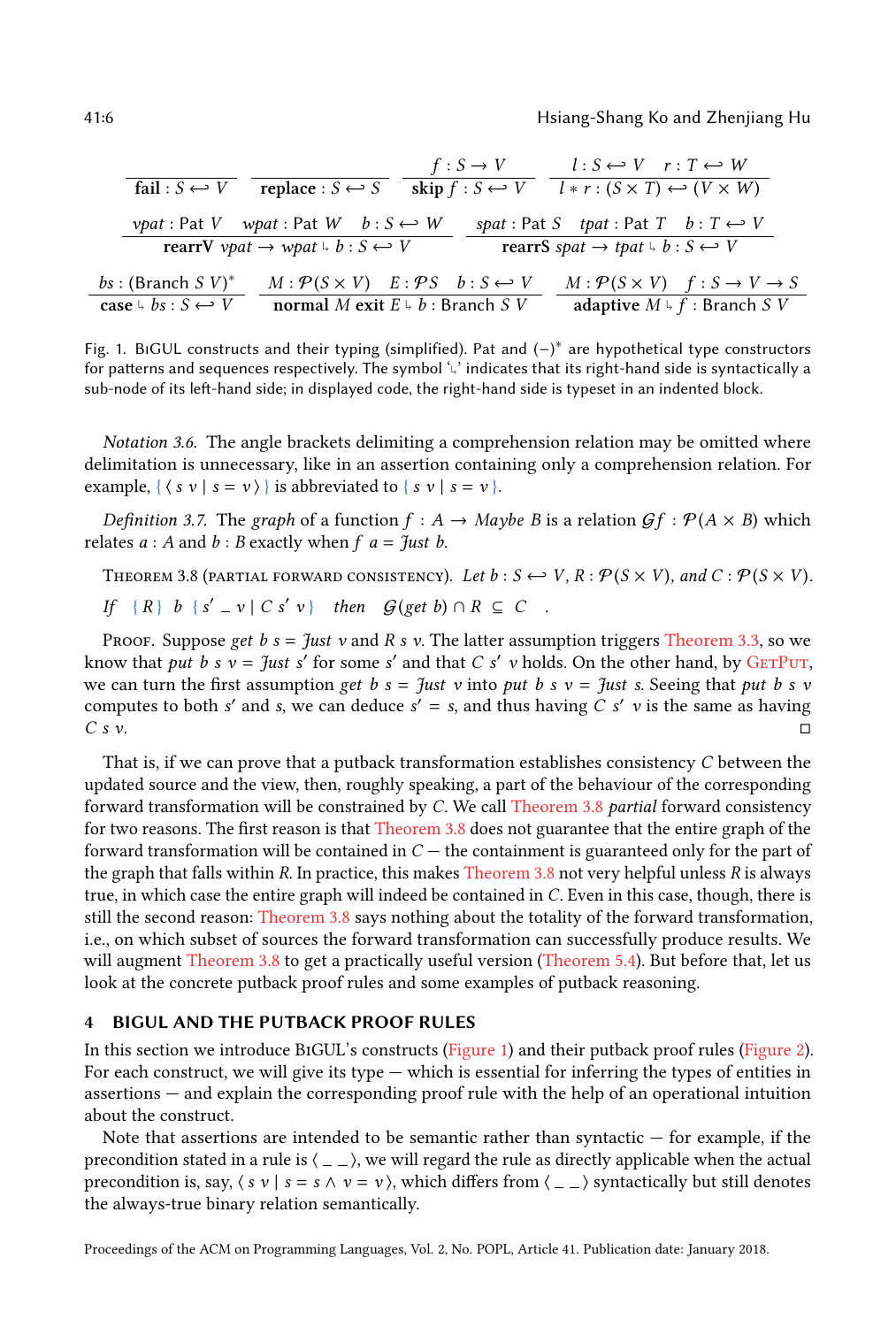$$\frac{}{\textbf{fail} : S \leftrightarrow V} \qquad \frac{}{\textbf{replace} : S \leftrightarrow S} \qquad \frac{f : S \to V}{\textbf{skip}\ f : S \leftrightarrow V} \qquad \frac{l : S \leftrightarrow V \quad r : T \leftrightarrow W}{l * r : (S \times T) \leftrightarrow (V \times W)}$$

$$\frac{vpat : \text{Pat}\ V \quad wpat : \text{Pat}\ W \quad b : S \leftrightarrow W}{\textbf{rearrV}\ vpat \to wpat \Lsh b : S \leftrightarrow V} \qquad \frac{spat : \text{Pat}\ S \quad tpat : \text{Pat}\ T \quad b : T \leftrightarrow V}{\textbf{rearrS}\ spat \to tpat \Lsh b : S \leftrightarrow V}$$

$$\frac{bs : (\text{Branch}\ S\ V)^*}{\textbf{case} \Lsh bs : S \leftrightarrow V} \qquad \frac{M : \mathcal{P}(S \times V) \quad E : \mathcal{P}S \quad b : S \leftrightarrow V}{\textbf{normal}\ M\ \textbf{exit}\ E \Lsh b : \text{Branch}\ S\ V} \qquad \frac{M : \mathcal{P}(S \times V) \quad f : S \to V \to S}{\textbf{adaptive}\ M \Lsh f : \text{Branch}\ S\ V}$$

Fig. 1. BiGUL constructs and their typing (simplified). Pat and $(-)^*$ are hypothetical type constructors for patterns and sequences respectively. The symbol '↳' indicates that its right-hand side is syntactically a sub-node of its left-hand side; in displayed code, the right-hand side is typeset in an indented block.

*Notation 3.6.* The angle brackets delimiting a comprehension relation may be omitted where delimitation is unnecessary, like in an assertion containing only a comprehension relation. For example, $\{\langle\, s\ v \mid s = v \,\rangle\}$ is abbreviated to $\{\, s\ v \mid s = v \,\}$.

*Definition 3.7.* The *graph* of a function $f : A \to \mathit{Maybe}\ B$ is a relation $\mathcal{G}f : \mathcal{P}(A \times B)$ which relates $a : A$ and $b : B$ exactly when $f\ a = \mathit{Just}\ b$.

Theorem 3.8 (partial forward consistency). *Let $b : S \leftrightarrow V$, $R : \mathcal{P}(S \times V)$, and $C : \mathcal{P}(S \times V)$.*

*If* $\quad \{R\}\ b\ \{\, s'\ \_\ v \mid C\ s'\ v \,\} \quad$ *then* $\quad \mathcal{G}(\mathit{get}\ b) \cap R \subseteq C \quad$.

Proof. Suppose $\mathit{get}\ b\ s = \mathit{Just}\ v$ and $R\ s\ v$. The latter assumption triggers Theorem 3.3, so we know that $\mathit{put}\ b\ s\ v = \mathit{Just}\ s'$ for some $s'$ and that $C\ s'\ v$ holds. On the other hand, by GetPut, we can turn the first assumption $\mathit{get}\ b\ s = \mathit{Just}\ v$ into $\mathit{put}\ b\ s\ v = \mathit{Just}\ s$. Seeing that $\mathit{put}\ b\ s\ v$ computes to both $s'$ and $s$, we can deduce $s' = s$, and thus having $C\ s'\ v$ is the same as having $C\ s\ v$. □

That is, if we can prove that a putback transformation establishes consistency $C$ between the updated source and the view, then, roughly speaking, a part of the behaviour of the corresponding forward transformation will be constrained by $C$. We call Theorem 3.8 *partial* forward consistency for two reasons. The first reason is that Theorem 3.8 does not guarantee that the entire graph of the forward transformation will be contained in $C$ — the containment is guaranteed only for the part of the graph that falls within $R$. In practice, this makes Theorem 3.8 not very helpful unless $R$ is always true, in which case the entire graph will indeed be contained in $C$. Even in this case, though, there is still the second reason: Theorem 3.8 says nothing about the totality of the forward transformation, i.e., on which subset of sources the forward transformation can successfully produce results. We will augment Theorem 3.8 to get a practically useful version (Theorem 5.4). But before that, let us look at the concrete putback proof rules and some examples of putback reasoning.

## 4 BIGUL AND THE PUTBACK PROOF RULES

In this section we introduce BiGUL's constructs (Figure 1) and their putback proof rules (Figure 2). For each construct, we will give its type — which is essential for inferring the types of entities in assertions — and explain the corresponding proof rule with the help of an operational intuition about the construct.

Note that assertions are intended to be semantic rather than syntactic — for example, if the precondition stated in a rule is $\langle\, \_\ \_ \,\rangle$, we will regard the rule as directly applicable when the actual precondition is, say, $\langle\, s\ v \mid s = s \wedge v = v \,\rangle$, which differs from $\langle\, \_\ \_ \,\rangle$ syntactically but still denotes the always-true binary relation semantically.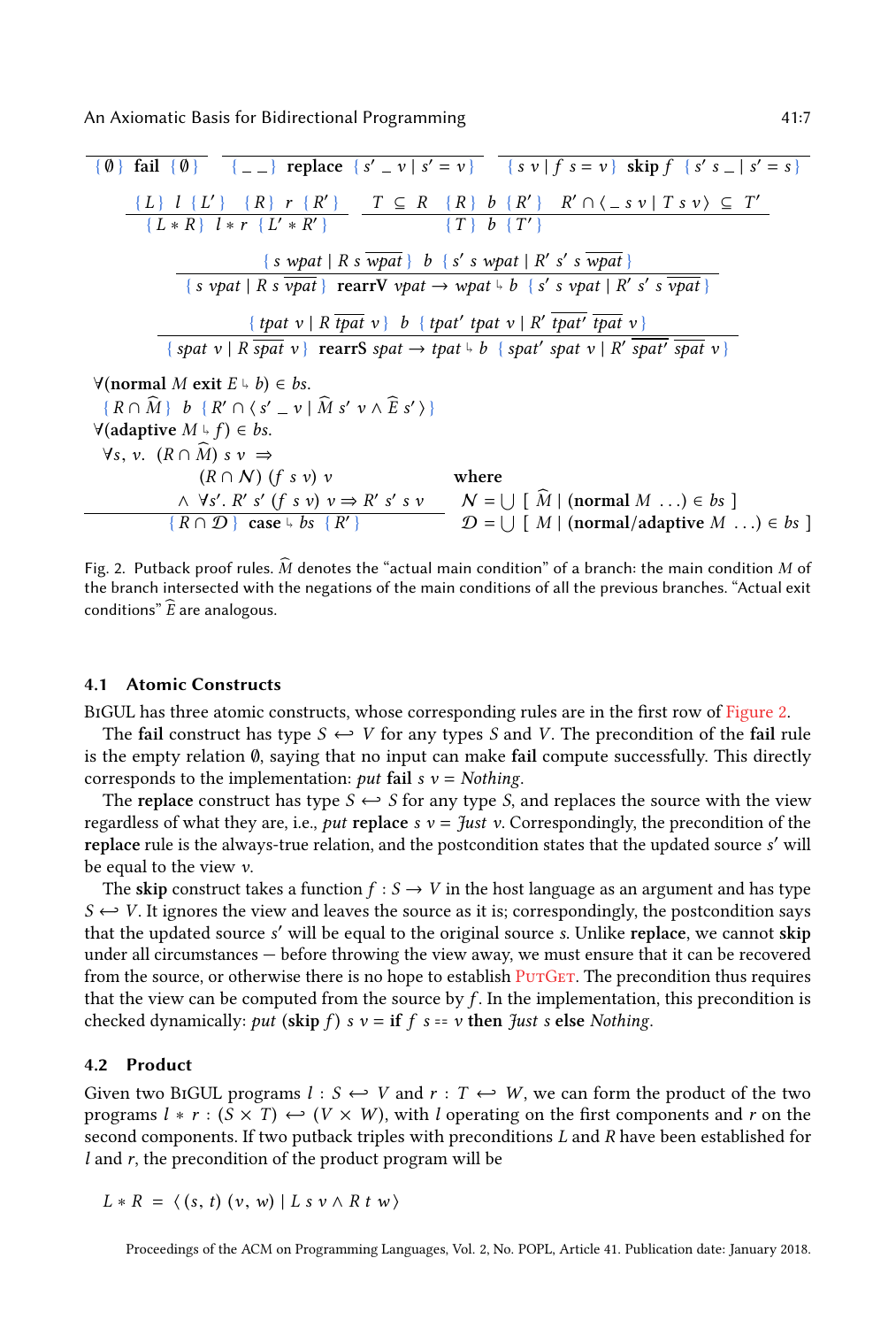$$\frac{}{\{\,\emptyset\,\}\ \textbf{fail}\ \{\,\emptyset\,\}} \qquad \frac{}{\{\,\_\ \_\,\}\ \textbf{replace}\ \{\,s'\ \_\ v \mid s' = v\,\}} \qquad \frac{}{\{\,s\ v \mid f\ s = v\,\}\ \textbf{skip}\ f\ \{\,s'\ s\ \_ \mid s' = s\,\}}$$

$$\frac{\{\,L\,\}\ l\ \{\,L'\,\} \quad \{\,R\,\}\ r\ \{\,R'\,\}}{\{\,L * R\,\}\ l * r\ \{\,L' * R'\,\}} \qquad \frac{T \subseteq R \quad \{\,R\,\}\ b\ \{\,R'\,\} \quad R' \cap \langle\,\_\ s\ v \mid T\ s\ v\,\rangle \subseteq T'}{\{\,T\,\}\ b\ \{\,T'\,\}}$$

$$\frac{\{\,s\ wpat \mid R\ s\ \overline{wpat}\,\}\ \ b\ \ \{\,s'\ s\ wpat \mid R'\ s'\ s\ \overline{wpat}\,\}}{\{\,s\ vpat \mid R\ s\ \overline{vpat}\,\}\ \ \textbf{rearrV}\ vpat \rightarrow wpat \mathbin{\lrcorner} b\ \ \{\,s'\ s\ vpat \mid R'\ s'\ s\ \overline{vpat}\,\}}$$

$$\frac{\{\,tpat\ v \mid R\ \overline{tpat}\ v\,\}\ \ b\ \ \{\,tpat'\ tpat\ v \mid R'\ \overline{tpat'}\ \overline{tpat}\ v\,\}}{\{\,spat\ v \mid R\ \overline{spat}\ v\,\}\ \ \textbf{rearrS}\ spat \rightarrow tpat \mathbin{\lrcorner} b\ \ \{\,spat'\ spat\ v \mid R'\ \overline{spat'}\ \overline{spat}\ v\,\}}$$

$$\frac{\begin{array}{l}\forall(\textbf{normal}\ M\ \textbf{exit}\ E \mathbin{\lrcorner} b) \in bs.\\ \quad \{\,R \cap \widehat{M}\,\}\ b\ \{\,R' \cap \langle\, s'\ \_\ v \mid \widehat{M}\ s'\ v \wedge \widehat{E}\ s'\,\rangle\,\}\\ \forall(\textbf{adaptive}\ M \mathbin{\lrcorner} f) \in bs.\\ \quad \forall s, v.\ (R \cap \widehat{M})\ s\ v \Rightarrow \\ \qquad\qquad (R \cap \mathcal{N})\ (f\ s\ v)\ v \\ \qquad\quad \wedge\ \forall s'.\ R'\ s'\ (f\ s\ v)\ v \Rightarrow R'\ s'\ s\ v\end{array}}{\{\,R \cap \mathcal{D}\,\}\ \textbf{case} \mathbin{\lrcorner} bs\ \{\,R'\,\}} \qquad \begin{array}{l}\text{where}\\ \mathcal{N} = \bigcup\ [\ \widehat{M} \mid (\textbf{normal}\ M\ \ldots) \in bs\ ]\\ \mathcal{D} = \bigcup\ [\ M \mid (\textbf{normal}/\textbf{adaptive}\ M\ \ldots) \in bs\ ]\end{array}$$

Fig. 2. Putback proof rules. $\widehat{M}$ denotes the "actual main condition" of a branch: the main condition $M$ of the branch intersected with the negations of the main conditions of all the previous branches. "Actual exit conditions" $\widehat{E}$ are analogous.

### 4.1 Atomic Constructs

BiGUL has three atomic constructs, whose corresponding rules are in the first row of Figure 2.

The **fail** construct has type $S \leftrightarrow V$ for any types $S$ and $V$. The precondition of the **fail** rule is the empty relation $\emptyset$, saying that no input can make **fail** compute successfully. This directly corresponds to the implementation: *put* **fail** $s\ v = \mathit{Nothing}$.

The **replace** construct has type $S \leftrightarrow S$ for any type $S$, and replaces the source with the view regardless of what they are, i.e., *put* **replace** $s\ v = \mathit{Just}\ v$. Correspondingly, the precondition of the **replace** rule is the always-true relation, and the postcondition states that the updated source $s'$ will be equal to the view $v$.

The **skip** construct takes a function $f : S \rightarrow V$ in the host language as an argument and has type $S \leftrightarrow V$. It ignores the view and leaves the source as it is; correspondingly, the postcondition says that the updated source $s'$ will be equal to the original source $s$. Unlike **replace**, we cannot **skip** under all circumstances — before throwing the view away, we must ensure that it can be recovered from the source, or otherwise there is no hope to establish PutGet. The precondition thus requires that the view can be computed from the source by $f$. In the implementation, this precondition is checked dynamically: *put* (**skip** $f$) $s\ v$ = **if** $f\ s == v$ **then** $\mathit{Just}\ s$ **else** $\mathit{Nothing}$.

### 4.2 Product

Given two BiGUL programs $l : S \leftrightarrow V$ and $r : T \leftrightarrow W$, we can form the product of the two programs $l * r : (S \times T) \leftrightarrow (V \times W)$, with $l$ operating on the first components and $r$ on the second components. If two putback triples with preconditions $L$ and $R$ have been established for $l$ and $r$, the precondition of the product program will be

$$L * R \;=\; \langle\,(s, t)\ (v, w) \mid L\ s\ v \wedge R\ t\ w\,\rangle$$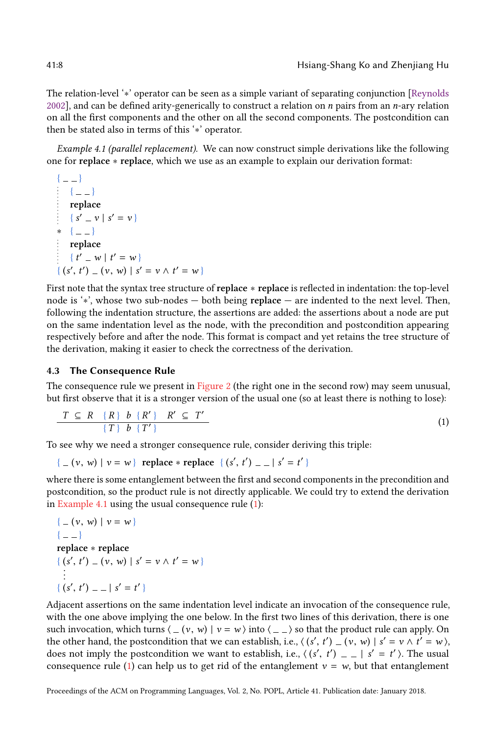The relation-level '$*$' operator can be seen as a simple variant of separating conjunction [Reynolds 2002], and can be defined arity-generically to construct a relation on $n$ pairs from an $n$-ary relation on all the first components and the other on all the second components. The postcondition can then be stated also in terms of this '$*$' operator.

*Example 4.1 (parallel replacement).* We can now construct simple derivations like the following one for **replace** $*$ **replace**, which we use as an example to explain our derivation format:

```
{ _ _ }
⋮   { _ _ }
⋮   replace
⋮   { s′ _ v | s′ = v }
*   { _ _ }
⋮   replace
⋮   { t′ _ w | t′ = w }
{ (s′, t′) _ (v, w) | s′ = v ∧ t′ = w }
```

First note that the syntax tree structure of **replace** $*$ **replace** is reflected in indentation: the top-level node is '$*$', whose two sub-nodes — both being **replace** — are indented to the next level. Then, following the indentation structure, the assertions are added: the assertions about a node are put on the same indentation level as the node, with the precondition and postcondition appearing respectively before and after the node. This format is compact and yet retains the tree structure of the derivation, making it easier to check the correctness of the derivation.

### 4.3 The Consequence Rule

The consequence rule we present in Figure 2 (the right one in the second row) may seem unusual, but first observe that it is a stronger version of the usual one (so at least there is nothing to lose):

$$\frac{T \subseteq R \quad \{R\}\ b\ \{R'\} \quad R' \subseteq T'}{\{T\}\ b\ \{T'\}} \tag{1}$$

To see why we need a stronger consequence rule, consider deriving this triple:

$$\{\, \_\ (v,\ w) \mid v = w \,\}\ \ \textbf{replace} * \textbf{replace}\ \ \{\, (s',\ t')\ \_\ \_ \mid s' = t' \,\}$$

where there is some entanglement between the first and second components in the precondition and postcondition, so the product rule is not directly applicable. We could try to extend the derivation in Example 4.1 using the usual consequence rule (1):

```
{ _ (v, w) | v = w }
{ _ _ }
replace * replace
{ (s′, t′) _ (v, w) | s′ = v ∧ t′ = w }
  ⋮
{ (s′, t′) _ _ | s′ = t′ }
```

Adjacent assertions on the same indentation level indicate an invocation of the consequence rule, with the one above implying the one below. In the first two lines of this derivation, there is one such invocation, which turns $\langle\, \_\ (v,\ w) \mid v = w \,\rangle$ into $\langle\, \_\ \_ \,\rangle$ so that the product rule can apply. On the other hand, the postcondition that we can establish, i.e., $\langle\, (s',\ t')\ \_\ (v,\ w) \mid s' = v \wedge t' = w \,\rangle$, does not imply the postcondition we want to establish, i.e., $\langle\, (s',\ t')\ \_\ \_ \mid s' = t' \,\rangle$. The usual consequence rule (1) can help us to get rid of the entanglement $v = w$, but that entanglement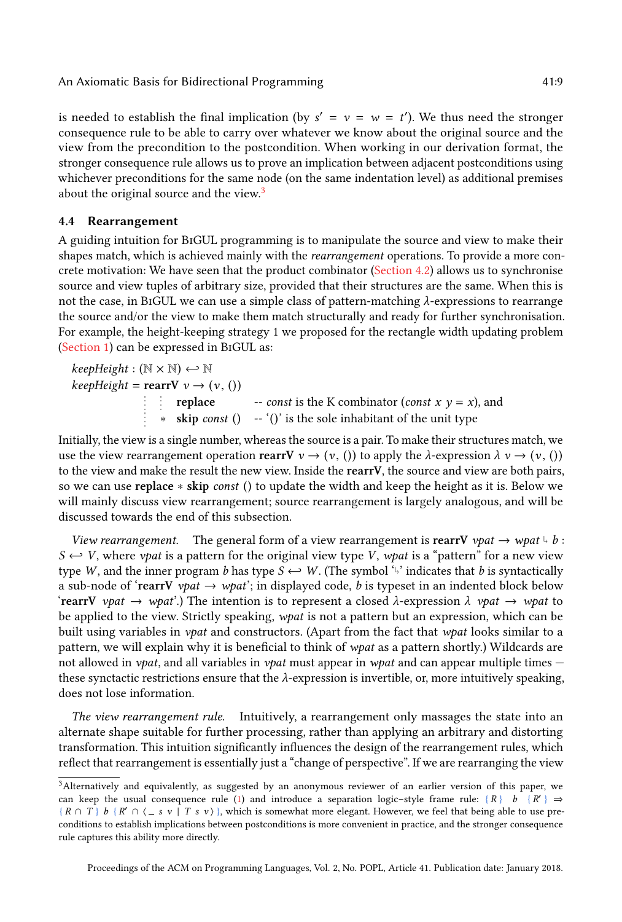is needed to establish the final implication (by $s' = v = w = t'$). We thus need the stronger consequence rule to be able to carry over whatever we know about the original source and the view from the precondition to the postcondition. When working in our derivation format, the stronger consequence rule allows us to prove an implication between adjacent postconditions using whichever preconditions for the same node (on the same indentation level) as additional premises about the original source and the view.[3]

### 4.4 Rearrangement

A guiding intuition for BiGUL programming is to manipulate the source and view to make their shapes match, which is achieved mainly with the *rearrangement* operations. To provide a more concrete motivation: We have seen that the product combinator (Section 4.2) allows us to synchronise source and view tuples of arbitrary size, provided that their structures are the same. When this is not the case, in BiGUL we can use a simple class of pattern-matching $\lambda$-expressions to rearrange the source and/or the view to make them match structurally and ready for further synchronisation. For example, the height-keeping strategy 1 we proposed for the rectangle width updating problem (Section 1) can be expressed in BiGUL as:

$$
\begin{array}{l}
\mathit{keepHeight} : (\mathbb{N} \times \mathbb{N}) \leftrightarrow \mathbb{N} \\
\mathit{keepHeight} = \textbf{rearrV}\ v \rightarrow (v, ()) \\
\qquad\qquad\qquad\quad \textbf{replace} \qquad\qquad \text{-- } \mathit{const} \text{ is the K combinator } (\mathit{const}\ x\ y = x)\text{, and} \\
\qquad\qquad\qquad * \ \ \textbf{skip}\ \mathit{const}\ () \quad \text{-- `()' is the sole inhabitant of the unit type}
\end{array}
$$

Initially, the view is a single number, whereas the source is a pair. To make their structures match, we use the view rearrangement operation $\textbf{rearrV}\ v \rightarrow (v, ())$ to apply the $\lambda$-expression $\lambda\ v \rightarrow (v, ())$ to the view and make the result the new view. Inside the **rearrV**, the source and view are both pairs, so we can use $\textbf{replace} * \textbf{skip}\ \mathit{const}\ ()$ to update the width and keep the height as it is. Below we will mainly discuss view rearrangement; source rearrangement is largely analogous, and will be discussed towards the end of this subsection.

*View rearrangement.* The general form of a view rearrangement is $\textbf{rearrV}\ \mathit{vpat} \rightarrow \mathit{wpat} \mathbin{\lrcorner} b : S \leftrightarrow V$, where *vpat* is a pattern for the original view type $V$, *wpat* is a "pattern" for a new view type $W$, and the inner program $b$ has type $S \leftrightarrow W$. (The symbol '$\lrcorner$' indicates that $b$ is syntactically a sub-node of '$\textbf{rearrV}\ \mathit{vpat} \rightarrow \mathit{wpat}$'; in displayed code, $b$ is typeset in an indented block below '$\textbf{rearrV}\ \mathit{vpat} \rightarrow \mathit{wpat}$'.) The intention is to represent a closed $\lambda$-expression $\lambda\ \mathit{vpat} \rightarrow \mathit{wpat}$ to be applied to the view. Strictly speaking, *wpat* is not a pattern but an expression, which can be built using variables in *vpat* and constructors. (Apart from the fact that *wpat* looks similar to a pattern, we will explain why it is beneficial to think of *wpat* as a pattern shortly.) Wildcards are not allowed in *vpat*, and all variables in *vpat* must appear in *wpat* and can appear multiple times — these synctactic restrictions ensure that the $\lambda$-expression is invertible, or, more intuitively speaking, does not lose information.

*The view rearrangement rule.* Intuitively, a rearrangement only massages the state into an alternate shape suitable for further processing, rather than applying an arbitrary and distorting transformation. This intuition significantly influences the design of the rearrangement rules, which reflect that rearrangement is essentially just a "change of perspective". If we are rearranging the view

[3] Alternatively and equivalently, as suggested by an anonymous reviewer of an earlier version of this paper, we can keep the usual consequence rule (1) and introduce a separation logic–style frame rule: $\{R\}\ \ b\ \ \{R'\} \Rightarrow \{R \cap T\}\ b\ \{R' \cap \langle \_\ s\ v \mid T\ s\ v \rangle\}$, which is somewhat more elegant. However, we feel that being able to use preconditions to establish implications between postconditions is more convenient in practice, and the stronger consequence rule captures this ability more directly.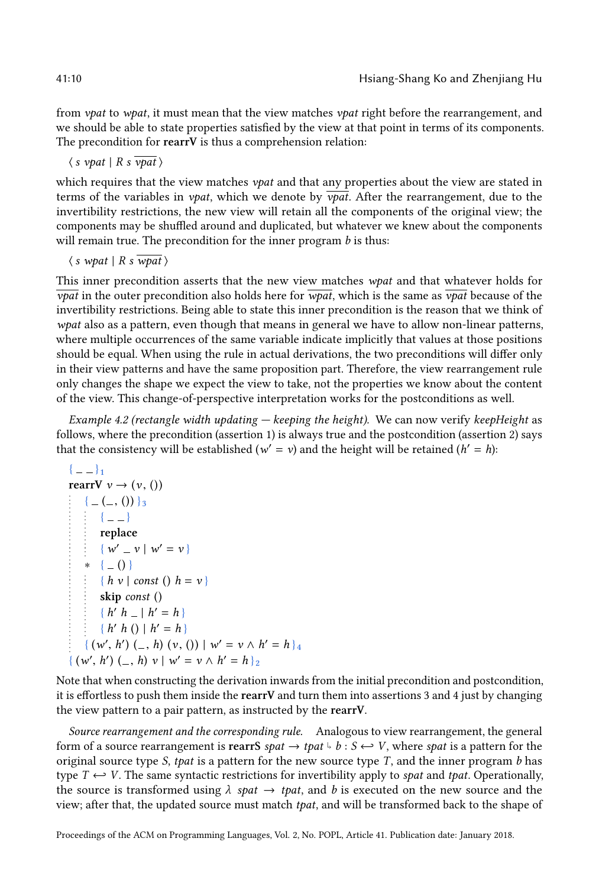from *vpat* to *wpat*, it must mean that the view matches *vpat* right before the rearrangement, and we should be able to state properties satisfied by the view at that point in terms of its components. The precondition for **rearrV** is thus a comprehension relation:

$\langle\, s \; vpat \mid R \; s \; \overline{vpat} \,\rangle$

which requires that the view matches *vpat* and that any properties about the view are stated in terms of the variables in *vpat*, which we denote by $\overline{vpat}$. After the rearrangement, due to the invertibility restrictions, the new view will retain all the components of the original view; the components may be shuffled around and duplicated, but whatever we knew about the components will remain true. The precondition for the inner program $b$ is thus:

$\langle\, s \; wpat \mid R \; s \; \overline{wpat} \,\rangle$

This inner precondition asserts that the new view matches *wpat* and that whatever holds for $\overline{vpat}$ in the outer precondition also holds here for $\overline{wpat}$, which is the same as $\overline{vpat}$ because of the invertibility restrictions. Being able to state this inner precondition is the reason that we think of *wpat* also as a pattern, even though that means in general we have to allow non-linear patterns, where multiple occurrences of the same variable indicate implicitly that values at those positions should be equal. When using the rule in actual derivations, the two preconditions will differ only in their view patterns and have the same proposition part. Therefore, the view rearrangement rule only changes the shape we expect the view to take, not the properties we know about the content of the view. This change-of-perspective interpretation works for the postconditions as well.

*Example 4.2 (rectangle width updating — keeping the height).* We can now verify *keepHeight* as follows, where the precondition (assertion 1) is always true and the postcondition (assertion 2) says that the consistency will be established ($w' = v$) and the height will be retained ($h' = h$):

```
{ _ _ }₁
rearrV v → (v, ())
  { _ (_, ()) }₃
    { _ _ }
    replace
    { w' _ v | w' = v }
  * { _ () }
    { h v | const () h = v }
    skip const ()
    { h' h _ | h' = h }
    { h' h () | h' = h }
  { (w', h') (_, h) (v, ()) | w' = v ∧ h' = h }₄
{ (w', h') (_, h) v | w' = v ∧ h' = h }₂
```

Note that when constructing the derivation inwards from the initial precondition and postcondition, it is effortless to push them inside the **rearrV** and turn them into assertions 3 and 4 just by changing the view pattern to a pair pattern, as instructed by the **rearrV**.

*Source rearrangement and the corresponding rule.* Analogous to view rearrangement, the general form of a source rearrangement is **rearrS** $spat \rightarrow tpat \Lsh b : S \hookleftarrow V$, where *spat* is a pattern for the original source type $S$, *tpat* is a pattern for the new source type $T$, and the inner program $b$ has type $T \hookleftarrow V$. The same syntactic restrictions for invertibility apply to *spat* and *tpat*. Operationally, the source is transformed using $\lambda\; spat \rightarrow tpat$, and $b$ is executed on the new source and the view; after that, the updated source must match *tpat*, and will be transformed back to the shape of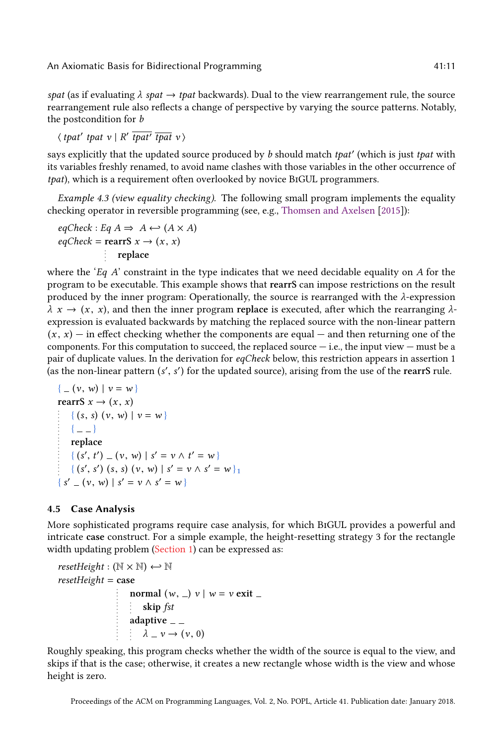*spat* (as if evaluating $\lambda$ *spat* $\rightarrow$ *tpat* backwards). Dual to the view rearrangement rule, the source rearrangement rule also reflects a change of perspective by varying the source patterns. Notably, the postcondition for $b$

$$\langle\ tpat'\ tpat\ v \mid R'\ \overline{tpat'}\ \overline{tpat}\ v\ \rangle$$

says explicitly that the updated source produced by $b$ should match *tpat′* (which is just *tpat* with its variables freshly renamed, to avoid name clashes with those variables in the other occurrence of *tpat*), which is a requirement often overlooked by novice BiGUL programmers.

*Example 4.3 (view equality checking).* The following small program implements the equality checking operator in reversible programming (see, e.g., Thomsen and Axelsen [2015]):

$$\begin{array}{l} eqCheck : Eq\ A \Rightarrow\ A \hookleftarrow (A \times A) \\ eqCheck = \textbf{rearrS}\ x \rightarrow (x,\ x) \\ \qquad\qquad\qquad \vdots\ \ \textbf{replace} \end{array}$$

where the '*Eq A*' constraint in the type indicates that we need decidable equality on $A$ for the program to be executable. This example shows that **rearrS** can impose restrictions on the result produced by the inner program: Operationally, the source is rearranged with the $\lambda$-expression $\lambda\ x \rightarrow (x,\ x)$, and then the inner program **replace** is executed, after which the rearranging $\lambda$-expression is evaluated backwards by matching the replaced source with the non-linear pattern $(x,\ x)$ — in effect checking whether the components are equal — and then returning one of the components. For this computation to succeed, the replaced source — i.e., the input view — must be a pair of duplicate values. In the derivation for *eqCheck* below, this restriction appears in assertion 1 (as the non-linear pattern $(s',\ s')$ for the updated source), arising from the use of the **rearrS** rule.

$$\begin{array}{l} \{\ \_\ (v,\ w) \mid v = w\ \} \\ \textbf{rearrS}\ x \rightarrow (x,\ x) \\ \vdots\quad \{\ (s,\ s)\ (v,\ w) \mid v = w\ \} \\ \vdots\quad \{\ \_\ \_\ \} \\ \vdots\quad \textbf{replace} \\ \vdots\quad \{\ (s',\ t')\ \_\ (v,\ w) \mid s' = v \wedge t' = w\ \} \\ \vdots\quad \{\ (s',\ s')\ (s,\ s)\ (v,\ w) \mid s' = v \wedge s' = w\ \}_1 \\ \{\ s'\ \_\ (v,\ w) \mid s' = v \wedge s' = w\ \} \end{array}$$

### 4.5 Case Analysis

More sophisticated programs require case analysis, for which BiGUL provides a powerful and intricate **case** construct. For a simple example, the height-resetting strategy 3 for the rectangle width updating problem (Section 1) can be expressed as:

$$\begin{array}{l} resetHeight : (\mathbb{N} \times \mathbb{N}) \hookleftarrow \mathbb{N} \\ resetHeight = \textbf{case} \\ \qquad\qquad\qquad \vdots\ \ \textbf{normal}\ (w,\ \_)\ v \mid w = v\ \textbf{exit}\ \_ \\ \qquad\qquad\qquad \vdots\ \ \vdots\ \ \textbf{skip}\ fst \\ \qquad\qquad\qquad \vdots\ \ \textbf{adaptive}\ \_\ \_ \\ \qquad\qquad\qquad \vdots\ \ \vdots\ \ \lambda\ \_\ v \rightarrow (v,\ 0) \end{array}$$

Roughly speaking, this program checks whether the width of the source is equal to the view, and skips if that is the case; otherwise, it creates a new rectangle whose width is the view and whose height is zero.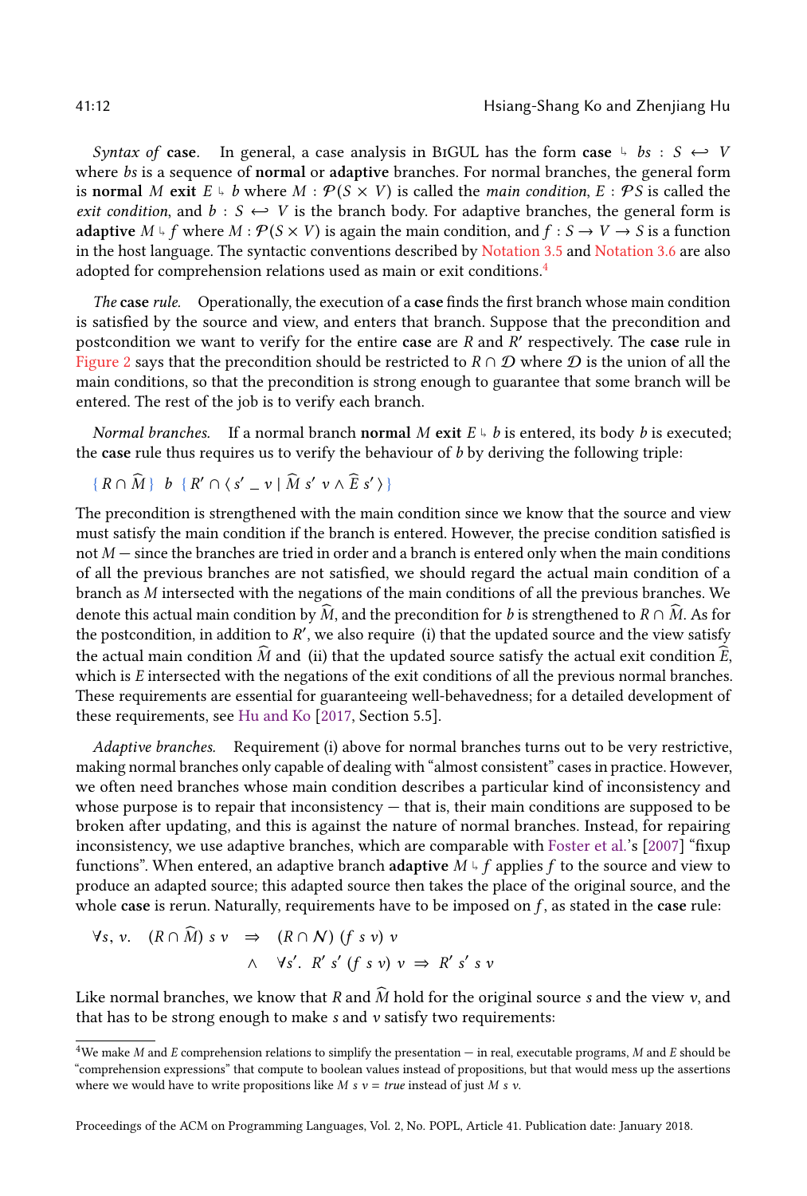*Syntax of* **case**. In general, a case analysis in BiGUL has the form **case** $\Lsh$ $bs : S \leftrightarrow V$ where $bs$ is a sequence of **normal** or **adaptive** branches. For normal branches, the general form is **normal** $M$ **exit** $E \Lsh b$ where $M : \mathcal{P}(S \times V)$ is called the *main condition*, $E : \mathcal{P}S$ is called the *exit condition*, and $b : S \leftrightarrow V$ is the branch body. For adaptive branches, the general form is **adaptive** $M \Lsh f$ where $M : \mathcal{P}(S \times V)$ is again the main condition, and $f : S \to V \to S$ is a function in the host language. The syntactic conventions described by Notation 3.5 and Notation 3.6 are also adopted for comprehension relations used as main or exit conditions.[4]

*The* **case** *rule*. Operationally, the execution of a **case** finds the first branch whose main condition is satisfied by the source and view, and enters that branch. Suppose that the precondition and postcondition we want to verify for the entire **case** are $R$ and $R'$ respectively. The **case** rule in Figure 2 says that the precondition should be restricted to $R \cap \mathcal{D}$ where $\mathcal{D}$ is the union of all the main conditions, so that the precondition is strong enough to guarantee that some branch will be entered. The rest of the job is to verify each branch.

*Normal branches.* If a normal branch **normal** $M$ **exit** $E \Lsh b$ is entered, its body $b$ is executed; the **case** rule thus requires us to verify the behaviour of $b$ by deriving the following triple:

$$\{\, R \cap \widehat{M} \,\}\ \ b\ \ \{\, R' \cap \langle\, s'\ \_\ v \mid \widehat{M}\ s'\ v \wedge \widehat{E}\ s' \,\rangle \,\}$$

The precondition is strengthened with the main condition since we know that the source and view must satisfy the main condition if the branch is entered. However, the precise condition satisfied is not $M$ — since the branches are tried in order and a branch is entered only when the main conditions of all the previous branches are not satisfied, we should regard the actual main condition of a branch as $M$ intersected with the negations of the main conditions of all the previous branches. We denote this actual main condition by $\widehat{M}$, and the precondition for $b$ is strengthened to $R \cap \widehat{M}$. As for the postcondition, in addition to $R'$, we also require (i) that the updated source and the view satisfy the actual main condition $\widehat{M}$ and (ii) that the updated source satisfy the actual exit condition $\widehat{E}$, which is $E$ intersected with the negations of the exit conditions of all the previous normal branches. These requirements are essential for guaranteeing well-behavedness; for a detailed development of these requirements, see Hu and Ko [2017, Section 5.5].

*Adaptive branches.* Requirement (i) above for normal branches turns out to be very restrictive, making normal branches only capable of dealing with "almost consistent" cases in practice. However, we often need branches whose main condition describes a particular kind of inconsistency and whose purpose is to repair that inconsistency — that is, their main conditions are supposed to be broken after updating, and this is against the nature of normal branches. Instead, for repairing inconsistency, we use adaptive branches, which are comparable with Foster et al.'s [2007] "fixup functions". When entered, an adaptive branch **adaptive** $M \Lsh f$ applies $f$ to the source and view to produce an adapted source; this adapted source then takes the place of the original source, and the whole **case** is rerun. Naturally, requirements have to be imposed on $f$, as stated in the **case** rule:

$$\begin{aligned} \forall s, v.\quad (R \cap \widehat{M})\ s\ v \quad &\Rightarrow \quad (R \cap \mathcal{N})\ (f\ s\ v)\ v \\ &\quad\wedge \quad \forall s'.\ \ R'\ s'\ (f\ s\ v)\ v \ \Rightarrow\ R'\ s'\ s\ v \end{aligned}$$

Like normal branches, we know that $R$ and $\widehat{M}$ hold for the original source $s$ and the view $v$, and that has to be strong enough to make $s$ and $v$ satisfy two requirements:

[4] We make $M$ and $E$ comprehension relations to simplify the presentation — in real, executable programs, $M$ and $E$ should be "comprehension expressions" that compute to boolean values instead of propositions, but that would mess up the assertions where we would have to write propositions like $M\ s\ v = true$ instead of just $M\ s\ v$.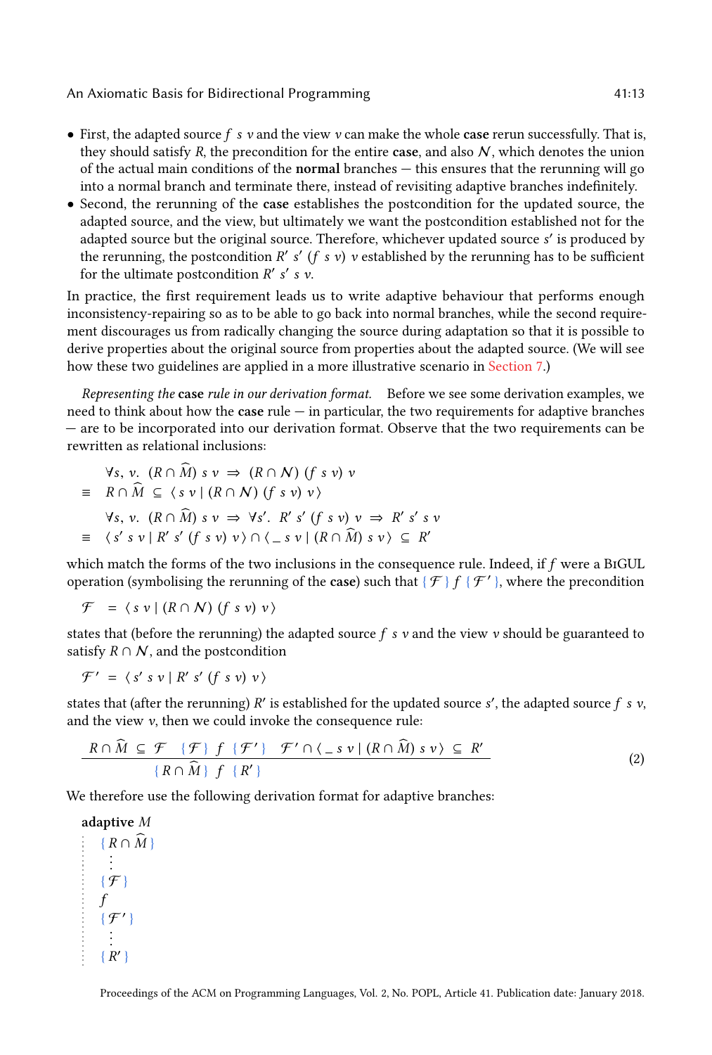- First, the adapted source $f\ s\ v$ and the view $v$ can make the whole **case** rerun successfully. That is, they should satisfy $R$, the precondition for the entire **case**, and also $\mathcal{N}$, which denotes the union of the actual main conditions of the **normal** branches — this ensures that the rerunning will go into a normal branch and terminate there, instead of revisiting adaptive branches indefinitely.
- Second, the rerunning of the **case** establishes the postcondition for the updated source, the adapted source, and the view, but ultimately we want the postcondition established not for the adapted source but the original source. Therefore, whichever updated source $s'$ is produced by the rerunning, the postcondition $R'\ s'\ (f\ s\ v)\ v$ established by the rerunning has to sufficient for the ultimate postcondition $R'\ s'\ s\ v$.

In practice, the first requirement leads us to write adaptive behaviour that performs enough inconsistency-repairing so as to be able to go back into normal branches, while the second requirement discourages us from radically changing the source during adaptation so that it is possible to derive properties about the original source from properties about the adapted source. (We will see how these two guidelines are applied in a more illustrative scenario in Section 7.)

*Representing the* **case** *rule in our derivation format.* Before we see some derivation examples, we need to think about how the **case** rule — in particular, the two requirements for adaptive branches — are to be incorporated into our derivation format. Observe that the two requirements can be rewritten as relational inclusions:

$$
\begin{aligned}
& \forall s,\ v.\ \ (R \cap \widehat{M})\ s\ v \ \Rightarrow\ (R \cap \mathcal{N})\ (f\ s\ v)\ v \\
\equiv\ \ & R \cap \widehat{M}\ \subseteq\ \langle\, s\ v \mid (R \cap \mathcal{N})\ (f\ s\ v)\ v\,\rangle \\
& \forall s,\ v.\ \ (R \cap \widehat{M})\ s\ v \ \Rightarrow\ \forall s'.\ \ R'\ s'\ (f\ s\ v)\ v \ \Rightarrow\ R'\ s'\ s\ v \\
\equiv\ \ & \langle\, s'\ s\ v \mid R'\ s'\ (f\ s\ v)\ v\,\rangle \cap \langle\, \_\ s\ v \mid (R \cap \widehat{M})\ s\ v\,\rangle\ \subseteq\ R'
\end{aligned}
$$

which match the forms of the two inclusions in the consequence rule. Indeed, if $f$ were a BiGUL operation (symbolising the rerunning of the **case**) such that $\{\,\mathcal{F}\,\}\ f\ \{\,\mathcal{F}'\,\}$, where the precondition

$$
\mathcal{F}\ \ =\ \langle\, s\ v \mid (R \cap \mathcal{N})\ (f\ s\ v)\ v\,\rangle
$$

states that (before the rerunning) the adapted source $f\ s\ v$ and the view $v$ should be guaranteed to satisfy $R \cap \mathcal{N}$, and the postcondition

$$
\mathcal{F}'\ \ =\ \langle\, s'\ s\ v \mid R'\ s'\ (f\ s\ v)\ v\,\rangle
$$

states that (after the rerunning) $R'$ is established for the updated source $s'$, the adapted source $f\ s\ v$, and the view $v$, then we could invoke the consequence rule:

$$
\frac{R \cap \widehat{M}\ \subseteq\ \mathcal{F} \qquad \{\,\mathcal{F}\,\}\ f\ \{\,\mathcal{F}'\,\} \qquad \mathcal{F}' \cap \langle\, \_\ s\ v \mid (R \cap \widehat{M})\ s\ v\,\rangle\ \subseteq\ R'}{\{\,R \cap \widehat{M}\,\}\ \ f\ \ \{\,R'\,\}} \tag{2}
$$

We therefore use the following derivation format for adaptive branches:

```
adaptive M
  ⋮  { R ∩ M̂ }
  ⋮     ⋮
  ⋮  { 𝓕 }
  ⋮  f
  ⋮  { 𝓕′ }
  ⋮     ⋮
  ⋮  { R′ }
```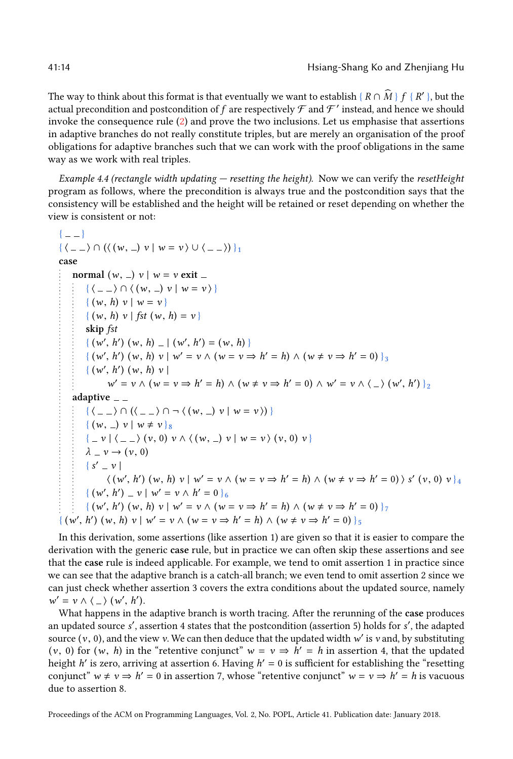The way to think about this format is that eventually we want to establish $\{ R \cap \widehat{M} \}\ f\ \{ R' \}$, but the actual precondition and postcondition of $f$ are respectively $\mathcal{F}$ and $\mathcal{F}'$ instead, and hence we should invoke the consequence rule (2) and prove the two inclusions. Let us emphasise that assertions in adaptive branches do not really constitute triples, but are merely an organisation of the proof obligations for adaptive branches such that we can work with the proof obligations in the same way as we work with real triples.

*Example 4.4 (rectangle width updating — resetting the height).* Now we can verify the *resetHeight* program as follows, where the precondition is always true and the postcondition says that the consistency will be established and the height will be retained or reset depending on whether the view is consistent or not:

$\{ \_\ \_ \}$
$\{ \langle \_\ \_ \rangle \cap (\langle (w, \_)\ v \mid w = v \rangle \cup \langle \_\ \_ \rangle) \}_1$
**case**
  **normal** $(w, \_)\ v \mid w = v$ **exit** $\_$
    $\{ \langle \_\ \_ \rangle \cap \langle (w, \_)\ v \mid w = v \rangle \}$
    $\{ (w, h)\ v \mid w = v \}$
    $\{ (w, h)\ v \mid \mathit{fst}\ (w, h) = v \}$
    **skip** $\mathit{fst}$
    $\{ (w', h')\ (w, h)\ \_ \mid (w', h') = (w, h) \}$
    $\{ (w', h')\ (w, h)\ v \mid w' = v \wedge (w = v \Rightarrow h' = h) \wedge (w \neq v \Rightarrow h' = 0) \}_3$
    $\{ (w', h')\ (w, h)\ v \mid$
      $w' = v \wedge (w = v \Rightarrow h' = h) \wedge (w \neq v \Rightarrow h' = 0) \wedge w' = v \wedge \langle \_ \rangle\ (w', h') \}_2$
  **adaptive** $\_\ \_$
    $\{ \langle \_\ \_ \rangle \cap (\langle \_\ \_ \rangle \cap \neg \langle (w, \_)\ v \mid w = v \rangle) \}$
    $\{ (w, \_)\ v \mid w \neq v \}_8$
    $\{ \_\ v \mid \langle \_\ \_ \rangle\ (v, 0)\ v \wedge \langle (w, \_)\ v \mid w = v \rangle\ (v, 0)\ v \}$
    $\lambda\ \_\ v \to (v, 0)$
    $\{ s'\ \_\ v \mid$
      $\langle (w', h')\ (w, h)\ v \mid w' = v \wedge (w = v \Rightarrow h' = h) \wedge (w \neq v \Rightarrow h' = 0) \rangle\ s'\ (v, 0)\ v \}_4$
    $\{ (w', h')\ \_\ v \mid w' = v \wedge h' = 0 \}_6$
    $\{ (w', h')\ (w, h)\ v \mid w' = v \wedge (w = v \Rightarrow h' = h) \wedge (w \neq v \Rightarrow h' = 0) \}_7$
$\{ (w', h')\ (w, h)\ v \mid w' = v \wedge (w = v \Rightarrow h' = h) \wedge (w \neq v \Rightarrow h' = 0) \}_5$

In this derivation, some assertions (like assertion 1) are given so that it is easier to compare the derivation with the generic **case** rule, but in practice we can often skip these assertions and see that the **case** rule is indeed applicable. For example, we tend to omit assertion 1 in practice since we can see that the adaptive branch is a catch-all branch; we even tend to omit assertion 2 since we can just check whether assertion 3 covers the extra conditions about the updated source, namely $w' = v \wedge \langle \_ \rangle\ (w', h')$.

What happens in the adaptive branch is worth tracing. After the rerunning of the **case** produces an updated source $s'$, assertion 4 states that the postcondition (assertion 5) holds for $s'$, the adapted source $(v, 0)$, and the view $v$. We can then deduce that the updated width $w'$ is $v$ and, by substituting $(v, 0)$ for $(w, h)$ in the "retentive conjunct" $w = v \Rightarrow h' = h$ in assertion 4, that the updated height $h'$ is zero, arriving at assertion 6. Having $h' = 0$ is sufficient for establishing the "resetting conjunct" $w \neq v \Rightarrow h' = 0$ in assertion 7, whose "retentive conjunct" $w = v \Rightarrow h' = h$ is vacuous due to assertion 8.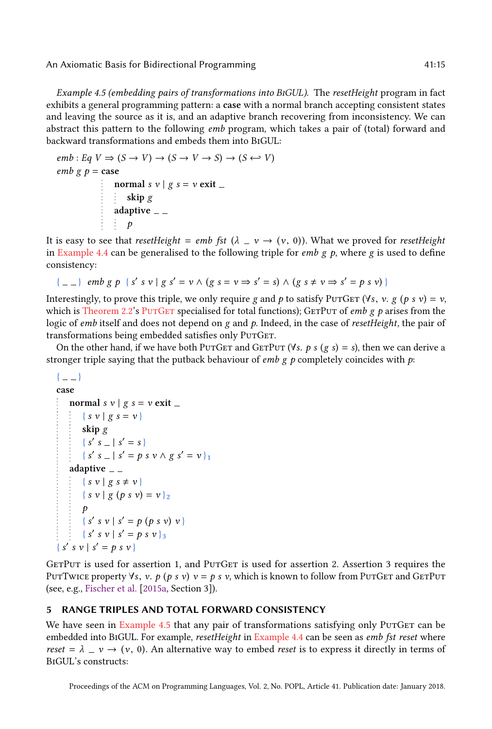*Example 4.5 (embedding pairs of transformations into BiGUL).* The *resetHeight* program in fact exhibits a general programming pattern: a **case** with a normal branch accepting consistent states and leaving the source as it is, and an adaptive branch recovering from inconsistency. We can abstract this pattern to the following *emb* program, which takes a pair of (total) forward and backward transformations and embeds them into BiGUL:

```
emb : Eq V ⇒ (S → V) → (S → V → S) → (S ↩ V)
emb g p = case
            normal s v | g s = v exit _
                skip g
            adaptive _ _
                p
```

It is easy to see that $resetHeight = emb\ fst\ (\lambda\ \_\ v \to (v,\ 0))$. What we proved for *resetHeight* in Example 4.4 can be generalised to the following triple for $emb\ g\ p$, where $g$ is used to define consistency:

$$\{\ \_\ \_\ \}\ \ emb\ g\ p\ \ \{\ s'\ s\ v \mid g\ s' = v \wedge (g\ s = v \Rightarrow s' = s) \wedge (g\ s \neq v \Rightarrow s' = p\ s\ v)\ \}$$

Interestingly, to prove this triple, we only require $g$ and $p$ to satisfy PutGet ($\forall s,\ v.\ g\ (p\ s\ v) = v$, which is Theorem 2.2's PutGet specialised for total functions); GetPut of $emb\ g\ p$ arises from the logic of *emb* itself and does not depend on $g$ and $p$. Indeed, in the case of *resetHeight*, the pair of transformations being embedded satisfies only PutGet.

On the other hand, if we have both PutGet and GetPut ($\forall s.\ p\ s\ (g\ s) = s$), then we can derive a stronger triple saying that the putback behaviour of $emb\ g\ p$ completely coincides with $p$:

```
{ _ _ }
case
    normal s v | g s = v exit _
        { s v | g s = v }
        skip g
        { s′ s _ | s′ = s }
        { s′ s _ | s′ = p s v ∧ g s′ = v }₁
    adaptive _ _
        { s v | g s ≠ v }
        { s v | g (p s v) = v }₂
        p
        { s′ s v | s′ = p (p s v) v }
        { s′ s v | s′ = p s v }₃
{ s′ s v | s′ = p s v }
```

GetPut is used for assertion 1, and PutGet is used for assertion 2. Assertion 3 requires the PutTwice property $\forall s,\ v.\ p\ (p\ s\ v)\ v = p\ s\ v$, which is known to follow from PutGet and GetPut (see, e.g., Fischer et al. [2015a, Section 3]).

## 5 RANGE TRIPLES AND TOTAL FORWARD CONSISTENCY

We have seen in Example 4.5 that any pair of transformations satisfying only PutGet can be embedded into BiGUL. For example, *resetHeight* in Example 4.4 can be seen as $emb\ fst\ reset$ where $reset = \lambda\ \_\ v \to (v,\ 0)$. An alternative way to embed *reset* is to express it directly in terms of BiGUL's constructs: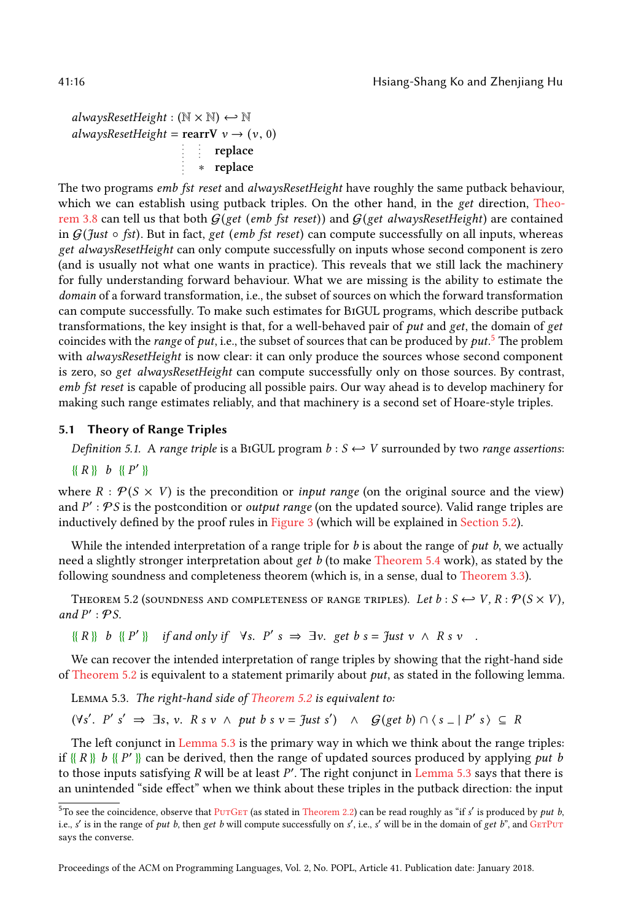```
alwaysResetHeight : (ℕ × ℕ) ⟷ ℕ
alwaysResetHeight = rearrV v → (v, 0)
                             ⋮  ⋮  replace
                             ⋮  *  replace
```

The two programs *emb fst reset* and *alwaysResetHeight* have roughly the same putback behaviour, which we can establish using putback triples. On the other hand, in the *get* direction, Theorem 3.8 can tell us that both $\mathcal{G}(get\ (emb\ fst\ reset))$ and $\mathcal{G}(get\ alwaysResetHeight)$ are contained in $\mathcal{G}(Just \circ fst)$. But in fact, *get* (*emb fst reset*) can compute successfully on all inputs, whereas *get alwaysResetHeight* can only compute successfully on inputs whose second component is zero (and is usually not what one wants in practice). This reveals that we still lack the machinery for fully understanding forward behaviour. What we are missing is the ability to estimate the *domain* of a forward transformation, i.e., the subset of sources on which the forward transformation can compute successfully. To make such estimates for BiGUL programs, which describe putback transformations, the key insight is that, for a well-behaved pair of *put* and *get*, the domain of *get* coincides with the *range* of *put*, i.e., the subset of sources that can be produced by *put*.[5] The problem with *alwaysResetHeight* is now clear: it can only produce the sources whose second component is zero, so *get alwaysResetHeight* can compute successfully only on those sources. By contrast, *emb fst reset* is capable of producing all possible pairs. Our way ahead is to develop machinery for making such range estimates reliably, and that machinery is a second set of Hoare-style triples.

### 5.1 Theory of Range Triples

*Definition 5.1.* A *range triple* is a BiGUL program $b : S \leftrightarrow V$ surrounded by two *range assertions*:

$$\{\!\{\, R \,\}\!\}\;\; b \;\;\{\!\{\, P' \,\}\!\}$$

where $R : \mathcal{P}(S \times V)$ is the precondition or *input range* (on the original source and the view) and $P' : \mathcal{P}S$ is the postcondition or *output range* (on the updated source). Valid range triples are inductively defined by the proof rules in Figure 3 (which will be explained in Section 5.2).

While the intended interpretation of a range triple for $b$ is about the range of *put b*, we actually need a slightly stronger interpretation about *get b* (to make Theorem 5.4 work), as stated by the following soundness and completeness theorem (which is, in a sense, dual to Theorem 3.3).

Theorem 5.2 (soundness and completeness of range triples). *Let* $b : S \leftrightarrow V$, $R : \mathcal{P}(S \times V)$, *and* $P' : \mathcal{P}S$.

$$\{\!\{\, R \,\}\!\}\;\; b \;\;\{\!\{\, P' \,\}\!\} \quad \textit{if and only if} \quad \forall s.\;\; P'\ s \;\Rightarrow\; \exists v.\;\; get\ b\ s = Just\ v \;\wedge\; R\ s\ v \quad .$$

We can recover the intended interpretation of range triples by showing that the right-hand side of Theorem 5.2 is equivalent to a statement primarily about *put*, as stated in the following lemma.

Lemma 5.3. *The right-hand side of Theorem 5.2 is equivalent to:*

$$(\forall s'.\;\; P'\ s' \;\Rightarrow\; \exists s, v.\;\; R\ s\ v \;\wedge\; put\ b\ s\ v = Just\ s') \quad\wedge\quad \mathcal{G}(get\ b) \cap \langle\, s\ \_ \mid P'\ s \,\rangle \;\subseteq\; R$$

The left conjunct in Lemma 5.3 is the primary way in which we think about the range triples: if $\{\!\{\, R \,\}\!\}\ b\ \{\!\{\, P' \,\}\!\}$ can be derived, then the range of updated sources produced by applying *put b* to those inputs satisfying $R$ will be at least $P'$. The right conjunct in Lemma 5.3 says that there is an unintended "side effect" when we think about these triples in the putback direction: the input

---

[5] To see the coincidence, observe that PutGet (as stated in Theorem 2.2) can be read roughly as "if $s'$ is produced by *put b*, i.e., $s'$ is in the range of *put b*, then *get b* will compute successfully on $s'$, i.e., $s'$ will be in the domain of *get b*", and GetPut says the converse.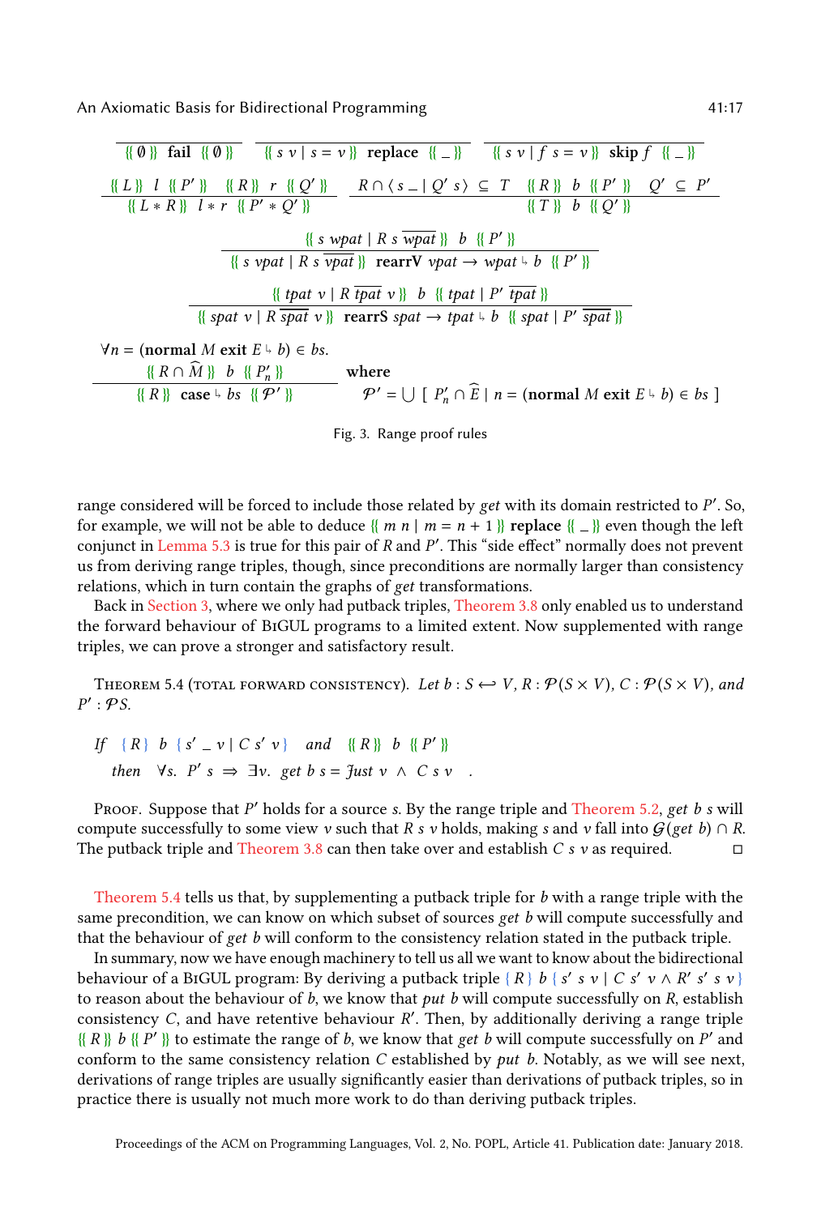$$\frac{}{\{\!\{\, \emptyset \,\}\!\}\ \ \mathbf{fail}\ \ \{\!\{\, \emptyset \,\}\!\}} \qquad \frac{}{\{\!\{\, s\ v \mid s = v \,\}\!\}\ \ \mathbf{replace}\ \ \{\!\{\, \_ \,\}\!\}} \qquad \frac{}{\{\!\{\, s\ v \mid f\ s = v \,\}\!\}\ \ \mathbf{skip}\ f\ \ \{\!\{\, \_ \,\}\!\}}$$

$$\frac{\{\!\{\, L \,\}\!\}\ \ l\ \ \{\!\{\, P' \,\}\!\} \qquad \{\!\{\, R \,\}\!\}\ \ r\ \ \{\!\{\, Q' \,\}\!\}}{\{\!\{\, L * R \,\}\!\}\ \ l * r\ \ \{\!\{\, P' * Q' \,\}\!\}} \qquad \frac{R \cap \langle\, s\ \_ \mid Q'\ s \,\rangle \ \subseteq\ T \qquad \{\!\{\, R \,\}\!\}\ \ b\ \ \{\!\{\, P' \,\}\!\} \qquad Q' \ \subseteq\ P'}{\{\!\{\, T \,\}\!\}\ \ b\ \ \{\!\{\, Q' \,\}\!\}}$$

$$\frac{\{\!\{\, s\ wpat \mid R\ s\ \overline{wpat} \,\}\!\}\ \ b\ \ \{\!\{\, P' \,\}\!\}}{\{\!\{\, s\ vpat \mid R\ s\ \overline{vpat} \,\}\!\}\ \ \mathbf{rearrV}\ vpat \rightarrow wpat \Lsh b\ \ \{\!\{\, P' \,\}\!\}}$$

$$\frac{\{\!\{\, tpat\ v \mid R\ \overline{tpat}\ v \,\}\!\}\ \ b\ \ \{\!\{\, tpat \mid P'\ \overline{tpat} \,\}\!\}}{\{\!\{\, spat\ v \mid R\ \overline{spat}\ v \,\}\!\}\ \ \mathbf{rearrS}\ spat \rightarrow tpat \Lsh b\ \ \{\!\{\, spat \mid P'\ \overline{spat} \,\}\!\}}$$

$$\frac{\forall n = (\mathbf{normal}\ M\ \mathbf{exit}\ E \Lsh b) \in bs. \quad \{\!\{\, R \cap \widehat{M} \,\}\!\}\ \ b\ \ \{\!\{\, P'_n \,\}\!\}}{\{\!\{\, R \,\}\!\}\ \ \mathbf{case} \Lsh bs\ \ \{\!\{\, \mathcal{P}' \,\}\!\}} \quad \text{where} \quad \mathcal{P}' = \bigcup\ [\ P'_n \cap \widehat{E} \mid n = (\mathbf{normal}\ M\ \mathbf{exit}\ E \Lsh b) \in bs\ ]$$

Fig. 3. Range proof rules

range considered will be forced to include those related by *get* with its domain restricted to $P'$. So, for example, we will not be able to deduce $\{\!\{\, m\ n \mid m = n + 1 \,\}\!\}$ **replace** $\{\!\{\, \_ \,\}\!\}$ even though the left conjunct in Lemma 5.3 is true for this pair of $R$ and $P'$. This "side effect" normally does not prevent us from deriving range triples, though, since preconditions are normally larger than consistency relations, which in turn contain the graphs of *get* transformations.

Back in Section 3, where we only had putback triples, Theorem 3.8 only enabled us to understand the forward behaviour of BiGUL programs to a limited extent. Now supplemented with range triples, we can prove a stronger and satisfactory result.

Theorem 5.4 (total forward consistency). *Let* $b : S \leftrightarrow V$, $R : \mathcal{P}(S \times V)$, $C : \mathcal{P}(S \times V)$, *and* $P' : \mathcal{P}S$.

*If* $\{\, R \,\}\ b\ \{\, s'\ \_\ v \mid C\ s'\ v \,\}$ *and* $\{\!\{\, R \,\}\!\}\ b\ \{\!\{\, P' \,\}\!\}$

*then* $\forall s.\ P'\ s \Rightarrow \exists v.\ \mathit{get}\ b\ s = \mathit{Just}\ v\ \wedge\ C\ s\ v$ .

Proof. Suppose that $P'$ holds for a source $s$. By the range triple and Theorem 5.2, *get b s* will compute successfully to some view $v$ such that $R\ s\ v$ holds, making $s$ and $v$ fall into $\mathcal{G}(\mathit{get}\ b) \cap R$. The putback triple and Theorem 3.8 can then take over and establish $C\ s\ v$ as required. ◻

Theorem 5.4 tells us that, by supplementing a putback triple for $b$ with a range triple with the same precondition, we can know on which subset of sources *get b* will compute successfully and that the behaviour of *get b* will conform to the consistency relation stated in the putback triple.

In summary, now we have enough machinery to tell us all we want to know about the bidirectional behaviour of a BiGUL program: By deriving a putback triple $\{\, R \,\}\ b\ \{\, s'\ s\ v \mid C\ s'\ v \wedge R'\ s'\ s\ v \,\}$ to reason about the behaviour of $b$, we know that *put b* will compute successfully on $R$, establish consistency $C$, and have retentive behaviour $R'$. Then, by additionally deriving a range triple $\{\!\{\, R \,\}\!\}\ b\ \{\!\{\, P' \,\}\!\}$ to estimate the range of $b$, we know that *get b* will compute successfully on $P'$ and conform to the same consistency relation $C$ established by *put b*. Notably, as we will see next, derivations of range triples are usually significantly easier than derivations of putback triples, so in practice there is usually not much more work to do than deriving putback triples.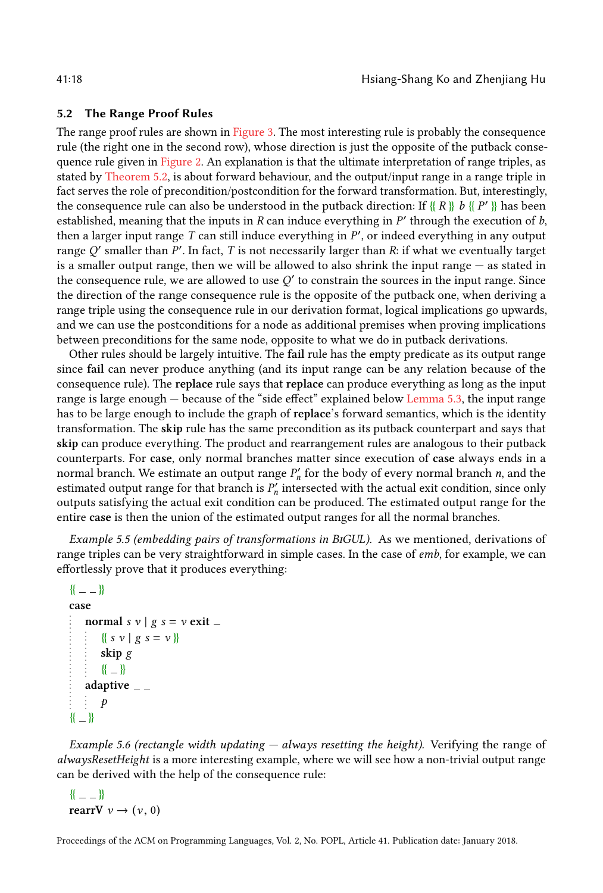### 5.2 The Range Proof Rules

The range proof rules are shown in Figure 3. The most interesting rule is probably the consequence rule (the right one in the second row), whose direction is just the opposite of the putback consequence rule given in Figure 2. An explanation is that the ultimate interpretation of range triples, as stated by Theorem 5.2, is about forward behaviour, and the output/input range in a range triple in fact serves the role of precondition/postcondition for the forward transformation. But, interestingly, the consequence rule can also be understood in the putback direction: If $\{\!\{\, R \,\}\!\}\ b\ \{\!\{\, P' \,\}\!\}$ has been established, meaning that the inputs in $R$ can induce everything in $P'$ through the execution of $b$, then a larger input range $T$ can still induce everything in $P'$, or indeed everything in any output range $Q'$ smaller than $P'$. In fact, $T$ is not necessarily larger than $R$: if what we eventually target is a smaller output range, then we will be allowed to also shrink the input range — as stated in the consequence rule, we are allowed to use $Q'$ to constrain the sources in the input range. Since the direction of the range consequence rule is the opposite of the putback one, when deriving a range triple using the consequence rule in our derivation format, logical implications go upwards, and we can use the postconditions for a node as additional premises when proving implications between preconditions for the same node, opposite to what we do in putback derivations.

Other rules should be largely intuitive. The **fail** rule has the empty predicate as its output range since **fail** can never produce anything (and its input range can be any relation because of the consequence rule). The **replace** rule says that **replace** can produce everything as long as the input range is large enough — because of the "side effect" explained below Lemma 5.3, the input range has to be large enough to include the graph of **replace**'s forward semantics, which is the identity transformation. The **skip** rule has the same precondition as its putback counterpart and says that **skip** can produce everything. The product and rearrangement rules are analogous to their putback counterparts. For **case**, only normal branches matter since execution of **case** always ends in a normal branch. We estimate an output range $P'_n$ for the body of every normal branch $n$, and the estimated output range for that branch is $P'_n$ intersected with the actual exit condition, since only outputs satisfying the actual exit condition can be produced. The estimated output range for the entire **case** is then the union of the estimated output ranges for all the normal branches.

*Example 5.5 (embedding pairs of transformations in BiGUL).* As we mentioned, derivations of range triples can be very straightforward in simple cases. In the case of *emb*, for example, we can effortlessly prove that it produces everything:

```
{{ _ _ }}
case
  normal s v | g s = v exit _
    {{ s v | g s = v }}
    skip g
    {{ _ }}
  adaptive _ _
    p
{{ _ }}
```

*Example 5.6 (rectangle width updating — always resetting the height).* Verifying the range of *alwaysResetHeight* is a more interesting example, where we will see how a non-trivial output range can be derived with the help of the consequence rule:

```
{{ _ _ }}
rearrV v → (v, 0)
```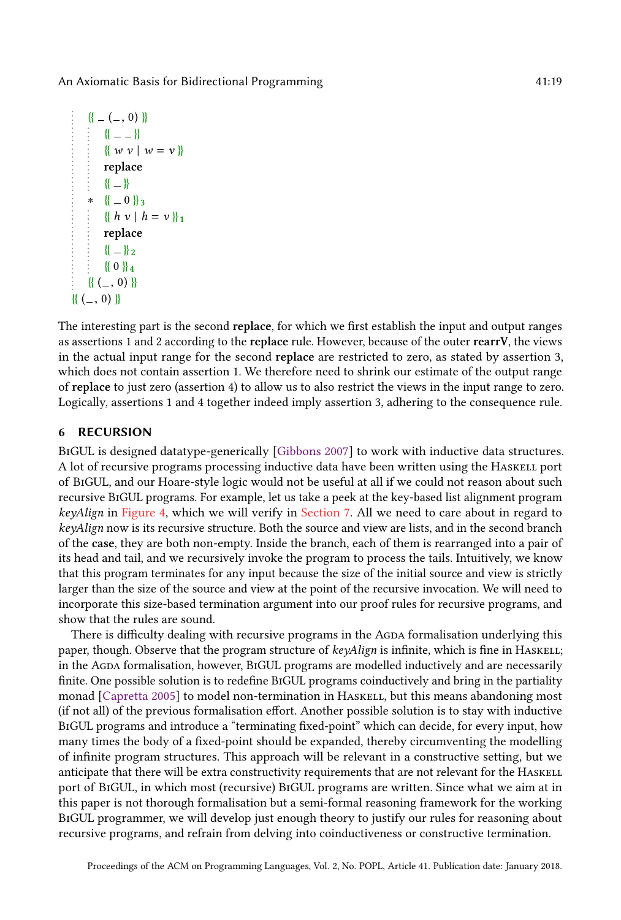```
⋮  {{ _ (_, 0) }}
⋮  ⋮  {{ _ _ }}
⋮  ⋮  {{ w v | w = v }}
⋮  ⋮  replace
⋮  ⋮  {{ _ }}
⋮  ∗  {{ _ 0 }}₃
⋮  ⋮  {{ h v | h = v }}₁
⋮  ⋮  replace
⋮  ⋮  {{ _ }}₂
⋮  ⋮  {{ 0 }}₄
⋮  {{ (_, 0) }}
{{ (_, 0) }}
```

The interesting part is the second **replace**, for which we first establish the input and output ranges as assertions 1 and 2 according to the **replace** rule. However, because of the outer **rearrV**, the views in the actual input range for the second **replace** are restricted to zero, as stated by assertion 3, which does not contain assertion 1. We therefore need to shrink our estimate of the output range of **replace** to just zero (assertion 4) to allow us to also restrict the views in the input range to zero. Logically, assertions 1 and 4 together indeed imply assertion 3, adhering to the consequence rule.

## 6 RECURSION

BiGUL is designed datatype-generically [Gibbons 2007] to work with inductive data structures. A lot of recursive programs processing inductive data have been written using the Haskell port of BiGUL, and our Hoare-style logic would not be useful at all if we could not reason about such recursive BiGUL programs. For example, let us take a peek at the key-based list alignment program *keyAlign* in Figure 4, which we will verify in Section 7. All we need to care about in regard to *keyAlign* now is its recursive structure. Both the source and view are lists, and in the second branch of the **case**, they are both non-empty. Inside the branch, each of them is rearranged into a pair of its head and tail, and we recursively invoke the program to process the tails. Intuitively, we know that this program terminates for any input because the size of the initial source and view is strictly larger than the size of the source and view at the point of the recursive invocation. We will need to incorporate this size-based termination argument into our proof rules for recursive programs, and show that the rules are sound.

There is difficulty dealing with recursive programs in the Agda formalisation underlying this paper, though. Observe that the program structure of *keyAlign* is infinite, which is fine in Haskell; in the Agda formalisation, however, BiGUL programs are modelled inductively and are necessarily finite. One possible solution is to redefine BiGUL programs coinductively and bring in the partiality monad [Capretta 2005] to model non-termination in Haskell, but this means abandoning most (if not all) of the previous formalisation effort. Another possible solution is to stay with inductive BiGUL programs and introduce a "terminating fixed-point" which can decide, for every input, how many times the body of a fixed-point should be expanded, thereby circumventing the modelling of infinite program structures. This approach will be relevant in a constructive setting, but we anticipate that there will be extra constructivity requirements that are not relevant for the Haskell port of BiGUL, in which most (recursive) BiGUL programs are written. Since what we aim at in this paper is not thorough formalisation but a semi-formal reasoning framework for the working BiGUL programmer, we will develop just enough theory to justify our rules for reasoning about recursive programs, and refrain from delving into coinductiveness or constructive termination.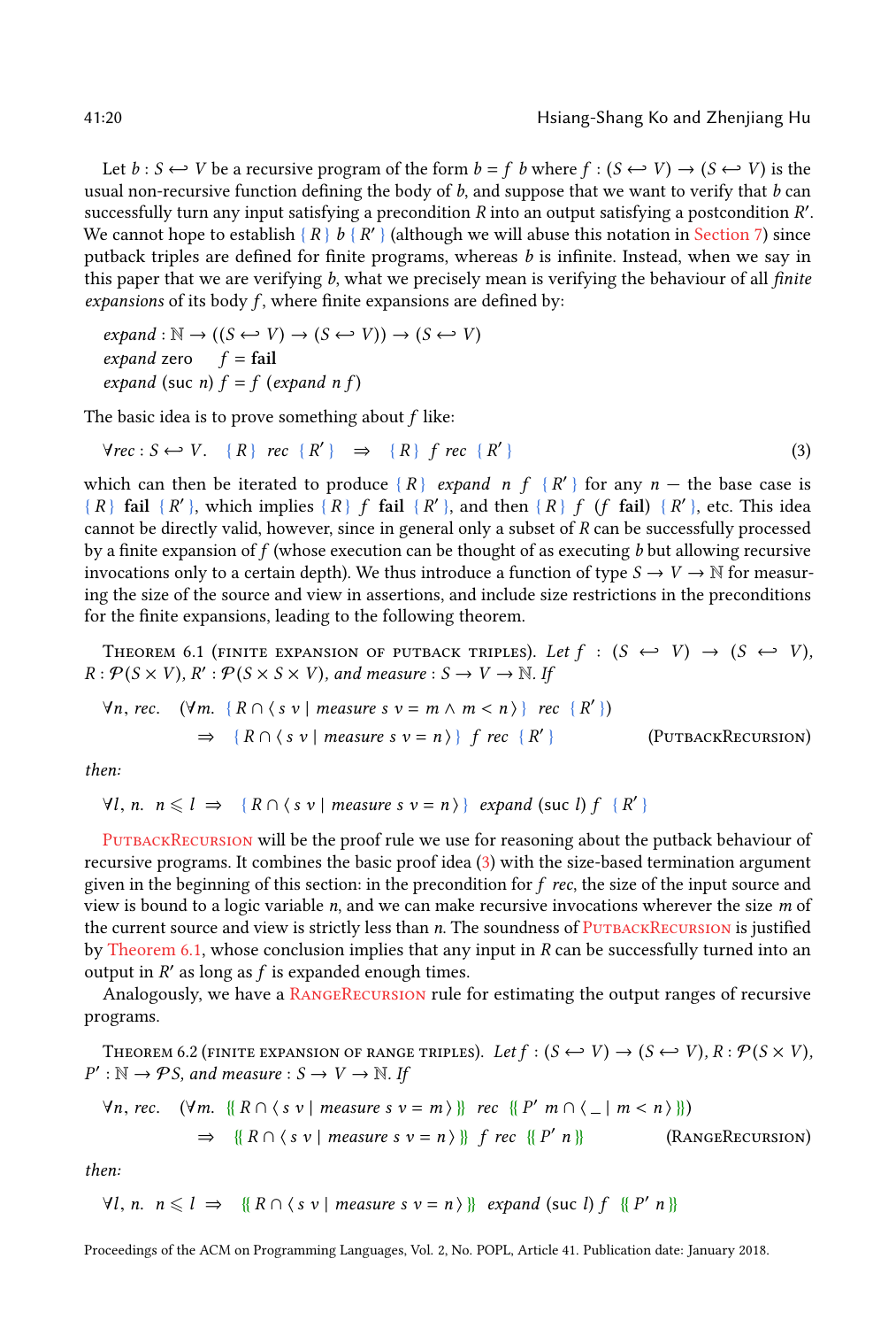Let $b : S \hookleftarrow V$ be a recursive program of the form $b = f\ b$ where $f : (S \hookleftarrow V) \to (S \hookleftarrow V)$ is the usual non-recursive function defining the body of $b$, and suppose that we want to verify that $b$ can successfully turn any input satisfying a precondition $R$ into an output satisfying a postcondition $R'$. We cannot hope to establish $\{\, R \,\}\ b\ \{\, R' \,\}$ (although we will abuse this notation in Section 7) since putback triples are defined for finite programs, whereas $b$ is infinite. Instead, when we say in this paper that we are verifying $b$, what we precisely mean is verifying the behaviour of all *finite expansions* of its body $f$, where finite expansions are defined by:

$$
\begin{aligned}
&\mathit{expand} : \mathbb{N} \to ((S \hookleftarrow V) \to (S \hookleftarrow V)) \to (S \hookleftarrow V)\\
&\mathit{expand}\ \mathsf{zero}\quad\ f = \mathbf{fail}\\
&\mathit{expand}\ (\mathsf{suc}\ n)\ f = f\ (\mathit{expand}\ n\ f)
\end{aligned}
$$

The basic idea is to prove something about $f$ like:

$$
\forall \mathit{rec} : S \hookleftarrow V.\quad \{\, R \,\}\ \mathit{rec}\ \{\, R' \,\} \quad\Rightarrow\quad \{\, R \,\}\ f\ \mathit{rec}\ \{\, R' \,\} \tag{3}
$$

which can then be iterated to produce $\{\, R \,\}\ \mathit{expand}\ \ n\ f\ \{\, R' \,\}$ for any $n$ — the base case is $\{\, R \,\}\ \mathbf{fail}\ \{\, R' \,\}$, which implies $\{\, R \,\}\ f\ \mathbf{fail}\ \{\, R' \,\}$, and then $\{\, R \,\}\ f\ (f\ \mathbf{fail})\ \{\, R' \,\}$, etc. This idea cannot be directly valid, however, since in general only a subset of $R$ can be successfully processed by a finite expansion of $f$ (whose execution can be thought of as executing $b$ but allowing recursive invocations only to a certain depth). We thus introduce a function of type $S \to V \to \mathbb{N}$ for measuring the size of the source and view in assertions, and include size restrictions in the preconditions for the finite expansions, leading to the following theorem.

**Theorem 6.1** (Finite expansion of putback triples). *Let $f : (S \hookleftarrow V) \to (S \hookleftarrow V)$, $R : \mathcal{P}(S \times V)$, $R' : \mathcal{P}(S \times S \times V)$, and $\mathit{measure} : S \to V \to \mathbb{N}$. If*

$$
\begin{aligned}
\forall n, \mathit{rec}.\quad &(\forall m.\ \{\, R \cap \langle\, s\ v \mid \mathit{measure}\ s\ v = m \wedge m < n \,\rangle \,\}\ \mathit{rec}\ \{\, R' \,\})\\
&\Rightarrow\ \{\, R \cap \langle\, s\ v \mid \mathit{measure}\ s\ v = n \,\rangle \,\}\ f\ \mathit{rec}\ \{\, R' \,\} \qquad\qquad (\text{PutbackRecursion})
\end{aligned}
$$

*then:*

$$
\forall l, n.\quad n \leqslant l \ \Rightarrow\ \{\, R \cap \langle\, s\ v \mid \mathit{measure}\ s\ v = n \,\rangle \,\}\ \mathit{expand}\ (\mathsf{suc}\ l)\ f\ \{\, R' \,\}
$$

PutbackRecursion will be the proof rule we use for reasoning about the putback behaviour of recursive programs. It combines the basic proof idea (3) with the size-based termination argument given in the beginning of this section: in the precondition for $f\ \mathit{rec}$, the size of the input source and view is bound to a logic variable $n$, and we can make recursive invocations wherever the size $m$ of the current source and view is strictly less than $n$. The soundness of PutbackRecursion is justified by Theorem 6.1, whose conclusion implies that any input in $R$ can be successfully turned into an output in $R'$ as long as $f$ is expanded enough times.

Analogously, we have a RangeRecursion rule for estimating the output ranges of recursive programs.

**Theorem 6.2** (Finite expansion of range triples). *Let $f : (S \hookleftarrow V) \to (S \hookleftarrow V)$, $R : \mathcal{P}(S \times V)$, $P' : \mathbb{N} \to \mathcal{P}S$, and $\mathit{measure} : S \to V \to \mathbb{N}$. If*

$$
\begin{aligned}
\forall n, \mathit{rec}.\quad &(\forall m.\ \{\!\{\, R \cap \langle\, s\ v \mid \mathit{measure}\ s\ v = m \,\rangle \,\}\!\}\ \mathit{rec}\ \{\!\{\, P'\ m \cap \langle\, \_ \mid m < n \,\rangle \,\}\!\})\\
&\Rightarrow\ \{\!\{\, R \cap \langle\, s\ v \mid \mathit{measure}\ s\ v = n \,\rangle \,\}\!\}\ f\ \mathit{rec}\ \{\!\{\, P'\ n \,\}\!\} \qquad\qquad (\text{RangeRecursion})
\end{aligned}
$$

*then:*

$$
\forall l, n.\quad n \leqslant l \ \Rightarrow\ \{\!\{\, R \cap \langle\, s\ v \mid \mathit{measure}\ s\ v = n \,\rangle \,\}\!\}\ \mathit{expand}\ (\mathsf{suc}\ l)\ f\ \{\!\{\, P'\ n \,\}\!\}
$$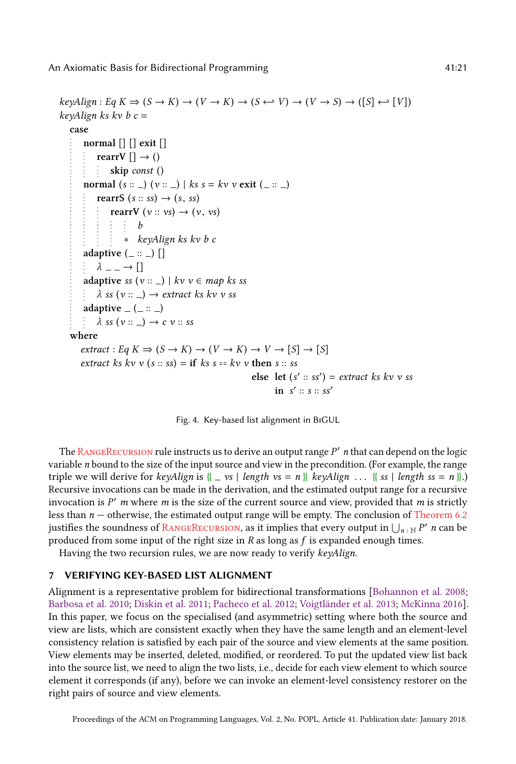```
keyAlign : Eq K ⇒ (S → K) → (V → K) → (S ↔ V) → (V → S) → ([S] ↔ [V])
keyAlign ks kv b c =
  case
    normal [] [] exit []
      rearrV [] → ()
        skip const ()
    normal (s :: _) (v :: _) | ks s = kv v exit (_ :: _)
      rearrS (s :: ss) → (s, ss)
        rearrV (v :: vs) → (v, vs)
            b
          ∗ keyAlign ks kv b c
    adaptive (_ :: _) []
      λ _ _ → []
    adaptive ss (v :: _) | kv v ∈ map ks ss
      λ ss (v :: _) → extract ks kv v ss
    adaptive _ (_ :: _)
      λ ss (v :: _) → c v :: ss
  where
    extract : Eq K ⇒ (S → K) → (V → K) → V → [S] → [S]
    extract ks kv v (s :: ss) = if ks s == kv v then s :: ss
                                else let (s′ :: ss′) = extract ks kv v ss
                                     in s′ :: s :: ss′
```

Fig. 4. Key-based list alignment in BiGUL

The RangeRecursion rule instructs us to derive an output range $P'\ n$ that can depend on the logic variable $n$ bound to the size of the input source and view in the precondition. (For example, the range triple we will derive for *keyAlign* is $\{\!\{\ \_\ vs \mid length\ vs = n\ \}\!\}$ *keyAlign* ... $\{\!\{\ ss \mid length\ ss = n\ \}\!\}$.) Recursive invocations can be made in the derivation, and the estimated output range for a recursive invocation is $P'\ m$ where $m$ is the size of the current source and view, provided that $m$ is strictly less than $n$ — otherwise, the estimated output range will be empty. The conclusion of Theorem 6.2 justifies the soundness of RangeRecursion, as it implies that every output in $\bigcup_{n : \mathbb{N}} P'\ n$ can be produced from some input of the right size in $R$ as long as $f$ is expanded enough times.

Having the two recursion rules, we are now ready to verify *keyAlign*.

## 7 VERIFYING KEY-BASED LIST ALIGNMENT

Alignment is a representative problem for bidirectional transformations [Bohannon et al. 2008; Barbosa et al. 2010; Diskin et al. 2011; Pacheco et al. 2012; Voigtländer et al. 2013; McKinna 2016]. In this paper, we focus on the specialised (and asymmetric) setting where both the source and view are lists, which are consistent exactly when they have the same length and an element-level consistency relation is satisfied by each pair of the source and view elements at the same position. View elements may be inserted, deleted, modified, or reordered. To put the updated view list back into the source list, we need to align the two lists, i.e., decide for each view element to which source element it corresponds (if any), before we can invoke an element-level consistency restorer on the right pairs of source and view elements.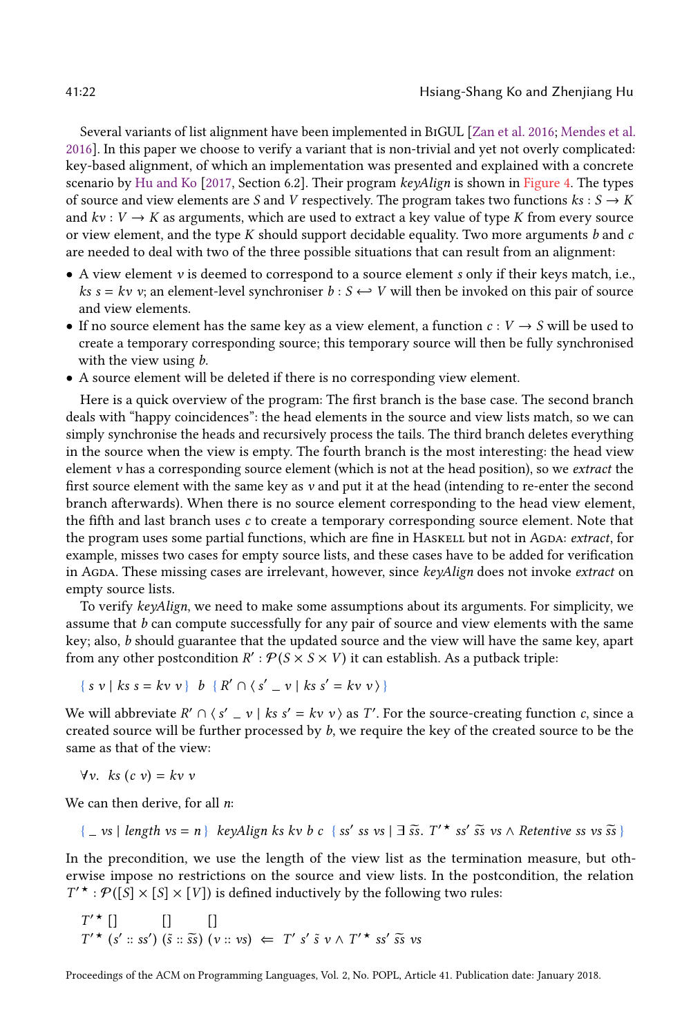Several variants of list alignment have been implemented in BiGUL [Zan et al. 2016; Mendes et al. 2016]. In this paper we choose to verify a variant that is non-trivial and yet not overly complicated: key-based alignment, of which an implementation was presented and explained with a concrete scenario by Hu and Ko [2017, Section 6.2]. Their program *keyAlign* is shown in Figure 4. The types of source and view elements are $S$ and $V$ respectively. The program takes two functions $ks : S \rightarrow K$ and $kv : V \rightarrow K$ as arguments, which are used to extract a key value of type $K$ from every source or view element, and the type $K$ should support decidable equality. Two more arguments $b$ and $c$ are needed to deal with two of the three possible situations that can result from an alignment:

- A view element $v$ is deemed to correspond to a source element $s$ only if their keys match, i.e., $ks\ s = kv\ v$; an element-level synchroniser $b : S \hookleftarrow V$ will then be invoked on this pair of source and view elements.
- If no source element has the same key as a view element, a function $c : V \rightarrow S$ will be used to create a temporary corresponding source; this temporary source will then be fully synchronised with the view using $b$.
- A source element will be deleted if there is no corresponding view element.

Here is a quick overview of the program: The first branch is the base case. The second branch deals with "happy coincidences": the head elements in the source and view lists match, so we can simply synchronise the heads and recursively process the tails. The third branch deletes everything in the source when the view is empty. The fourth branch is the most interesting: the head view element $v$ has a corresponding source element (which is not at the head position), so we *extract* the first source element with the same key as $v$ and put it at the head (intending to re-enter the second branch afterwards). When there is no source element corresponding to the head view element, the fifth and last branch uses $c$ to create a temporary corresponding source element. Note that the program uses some partial functions, which are fine in Haskell but not in Agda: *extract*, for example, misses two cases for empty source lists, and these cases have to be added for verification in Agda. These missing cases are irrelevant, however, since *keyAlign* does not invoke *extract* on empty source lists.

To verify *keyAlign*, we need to make some assumptions about its arguments. For simplicity, we assume that $b$ can compute successfully for any pair of source and view elements with the same key; also, $b$ should guarantee that the updated source and the view will have the same key, apart from any other postcondition $R' : \mathcal{P}(S \times S \times V)$ it can establish. As a putback triple:

$$\{\ s\ v \mid ks\ s = kv\ v\ \}\ \ b\ \ \{\ R' \cap \langle\, s'\ \_\ v \mid ks\ s' = kv\ v\,\rangle\ \}$$

We will abbreviate $R' \cap \langle\, s'\ \_\ v \mid ks\ s' = kv\ v\,\rangle$ as $T'$. For the source-creating function $c$, since a created source will be further processed by $b$, we require the key of the created source to be the same as that of the view:

$$\forall v.\ \ ks\ (c\ v) = kv\ v$$

We can then derive, for all $n$:

$$\{\ \_\ vs \mid \mathit{length}\ vs = n\ \}\ \ \mathit{keyAlign}\ ks\ kv\ b\ c\ \ \{\ ss'\ ss\ vs \mid \exists\ \widetilde{ss}.\ T'^{\star}\ ss'\ \widetilde{ss}\ vs \wedge \mathit{Retentive}\ ss\ vs\ \widetilde{ss}\ \}$$

In the precondition, we use the length of the view list as the termination measure, but otherwise impose no restrictions on the source and view lists. In the postcondition, the relation $T'^{\star} : \mathcal{P}([S] \times [S] \times [V])$ is defined inductively by the following two rules:

$$T'^{\star}\ []\qquad []\qquad []$$
$$T'^{\star}\ (s' :: ss')\ (\tilde{s} :: \widetilde{ss})\ (v :: vs)\ \Leftarrow\ T'\ s'\ \tilde{s}\ v \wedge T'^{\star}\ ss'\ \widetilde{ss}\ vs$$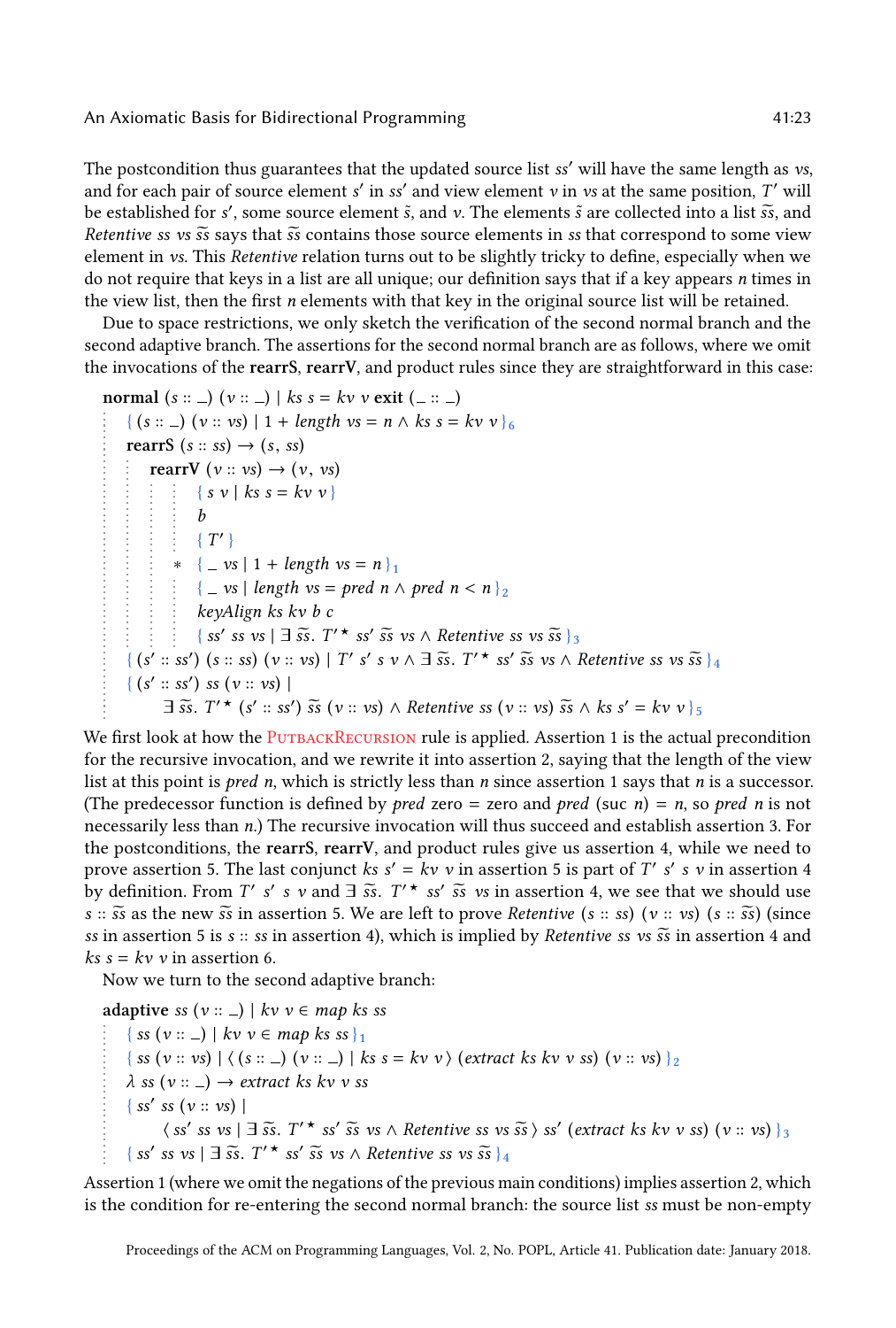The postcondition thus guarantees that the updated source list $ss'$ will have the same length as $vs$, and for each pair of source element $s'$ in $ss'$ and view element $v$ in $vs$ at the same position, $T'$ will be established for $s'$, some source element $\tilde{s}$, and $v$. The elements $\tilde{s}$ are collected into a list $\widetilde{ss}$, and *Retentive* $ss\ vs\ \widetilde{ss}$ says that $\widetilde{ss}$ contains those source elements in $ss$ that correspond to some view element in $vs$. This *Retentive* relation turns out to be slightly tricky to define, especially when we do not require that keys in a list are all unique; our definition says that if a key appears $n$ times in the view list, then the first $n$ elements with that key in the original source list will be retained.

Due to space restrictions, we only sketch the verification of the second normal branch and the second adaptive branch. The assertions for the second normal branch are as follows, where we omit the invocations of the **rearrS**, **rearrV**, and product rules since they are straightforward in this case:

```
normal (s :: _) (v :: _) | ks s = kv v exit (_ :: _)
  { (s :: _) (v :: vs) | 1 + length vs = n ∧ ks s = kv v }₆
  rearrS (s :: ss) → (s, ss)
    rearrV (v :: vs) → (v, vs)
        { s v | ks s = kv v }
        b
        { T′ }
      ∗ { _ vs | 1 + length vs = n }₁
        { _ vs | length vs = pred n ∧ pred n < n }₂
        keyAlign ks kv b c
        { ss′ ss vs | ∃ s̃s. T′⋆ ss′ s̃s vs ∧ Retentive ss vs s̃s }₃
  { (s′ :: ss′) (s :: ss) (v :: vs) | T′ s′ s v ∧ ∃ s̃s. T′⋆ ss′ s̃s vs ∧ Retentive ss vs s̃s }₄
  { (s′ :: ss′) ss (v :: vs) |
        ∃ s̃s. T′⋆ (s′ :: ss′) s̃s (v :: vs) ∧ Retentive ss (v :: vs) s̃s ∧ ks s′ = kv v }₅
```

We first look at how the PutbackRecursion rule is applied. Assertion 1 is the actual precondition for the recursive invocation, and we rewrite it into assertion 2, saying that the length of the view list at this point is *pred* $n$, which is strictly less than $n$ since assertion 1 says that $n$ is a successor. (The predecessor function is defined by *pred* zero = zero and *pred* (suc $n$) = $n$, so *pred* $n$ is not necessarily less than $n$.) The recursive invocation will thus succeed and establish assertion 3. For the postconditions, the **rearrS**, **rearrV**, and product rules give us assertion 4, while we need to prove assertion 5. The last conjunct $ks\ s' = kv\ v$ in assertion 5 is part of $T'\ s'\ s\ v$ in assertion 4 by definition. From $T'\ s'\ s\ v$ and $\exists\, \widetilde{ss}.\ T'^{\star}\ ss'\ \widetilde{ss}\ vs$ in assertion 4, we see that we should use $s :: \widetilde{ss}$ as the new $\widetilde{ss}$ in assertion 5. We are left to prove *Retentive* $(s :: ss)\ (v :: vs)\ (s :: \widetilde{ss})$ (since $ss$ in assertion 5 is $s :: ss$ in assertion 4), which is implied by *Retentive* $ss\ vs\ \widetilde{ss}$ in assertion 4 and $ks\ s = kv\ v$ in assertion 6.

Now we turn to the second adaptive branch:

```
adaptive ss (v :: _) | kv v ∈ map ks ss
  { ss (v :: _) | kv v ∈ map ks ss }₁
  { ss (v :: vs) | ⟨ (s :: _) (v :: _) | ks s = kv v ⟩ (extract ks kv v ss) (v :: vs) }₂
  λ ss (v :: _) → extract ks kv v ss
  { ss′ ss (v :: vs) |
        ⟨ ss′ ss vs | ∃ s̃s. T′⋆ ss′ s̃s vs ∧ Retentive ss vs s̃s ⟩ ss′ (extract ks kv v ss) (v :: vs) }₃
  { ss′ ss vs | ∃ s̃s. T′⋆ ss′ s̃s vs ∧ Retentive ss vs s̃s }₄
```

Assertion 1 (where we omit the negations of the previous main conditions) implies assertion 2, which is the condition for re-entering the second normal branch: the source list $ss$ must be non-empty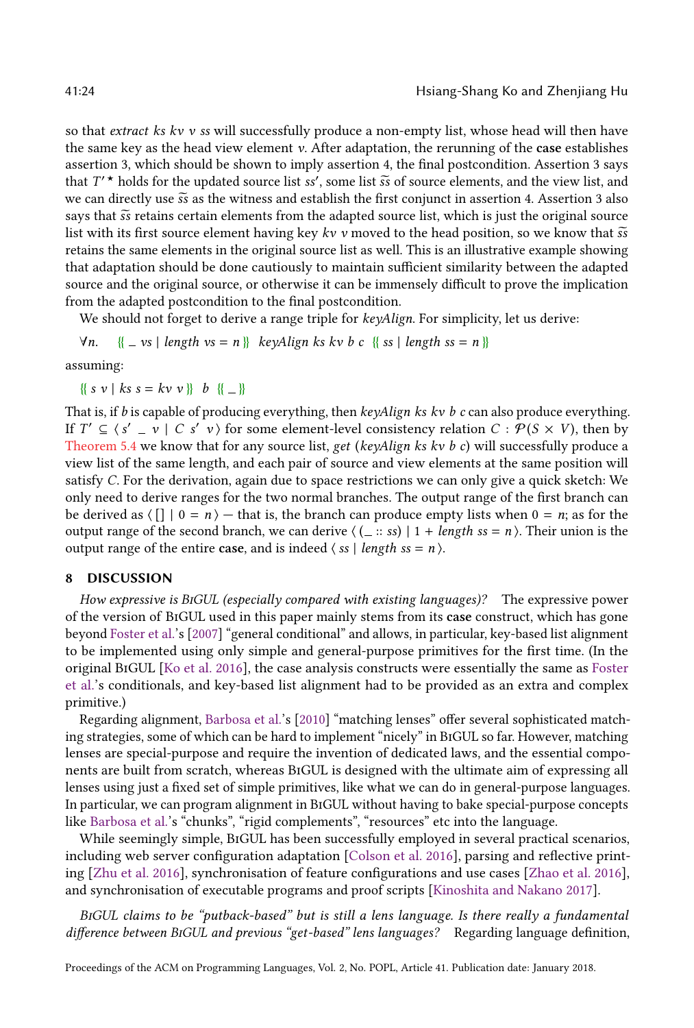so that *extract ks kv v ss* will successfully produce a non-empty list, whose head will then have the same key as the head view element $v$. After adaptation, the rerunning of the **case** establishes assertion 3, which should be shown to imply assertion 4, the final postcondition. Assertion 3 says that $T'^{\star}$ holds for the updated source list $ss'$, some list $\widetilde{ss}$ of source elements, and the view list, and we can directly use $\widetilde{ss}$ as the witness and establish the first conjunct in assertion 4. Assertion 3 also says that $\widetilde{ss}$ retains certain elements from the adapted source list, which is just the original source list with its first source element having key $kv\ v$ moved to the head position, so we know that $\widetilde{ss}$ retains the same elements in the original source list as well. This is an illustrative example showing that adaptation should be done cautiously to maintain sufficient similarity between the adapted source and the original source, or otherwise it can be immensely difficult to prove the implication from the adapted postcondition to the final postcondition.

We should not forget to derive a range triple for *keyAlign*. For simplicity, let us derive:

$$\forall n. \quad \{\!\{\ \_\ vs \mid length\ vs = n\ \}\!\}\ \ keyAlign\ ks\ kv\ b\ c\ \ \{\!\{\ ss \mid length\ ss = n\ \}\!\}$$

assuming:

$$\{\!\{\ s\ v \mid ks\ s = kv\ v\ \}\!\}\ \ b\ \ \{\!\{\ \_\ \}\!\}$$

That is, if $b$ is capable of producing everything, then *keyAlign ks kv b c* can also produce everything. If $T' \subseteq \langle\, s'\ \_\ v \mid C\ s'\ v\,\rangle$ for some element-level consistency relation $C : \mathcal{P}(S \times V)$, then by Theorem 5.4 we know that for any source list, *get* (*keyAlign ks kv b c*) will successfully produce a view list of the same length, and each pair of source and view elements at the same position will satisfy $C$. For the derivation, again due to space restrictions we can only give a quick sketch: We only need to derive ranges for the two normal branches. The output range of the first branch can be derived as $\langle\, [] \mid 0 = n\,\rangle$ — that is, the branch can produce empty lists when $0 = n$; as for the output range of the second branch, we can derive $\langle\, (\_ :: ss) \mid 1 + length\ ss = n\,\rangle$. Their union is the output range of the entire **case**, and is indeed $\langle\, ss \mid length\ ss = n\,\rangle$.

## 8 DISCUSSION

*How expressive is BiGUL (especially compared with existing languages)?* The expressive power of the version of BiGUL used in this paper mainly stems from its **case** construct, which has gone beyond Foster et al.'s [2007] "general conditional" and allows, in particular, key-based list alignment to be implemented using only simple and general-purpose primitives for the first time. (In the original BiGUL [Ko et al. 2016], the case analysis constructs were essentially the same as Foster et al.'s conditionals, and key-based list alignment had to be provided as an extra and complex primitive.)

Regarding alignment, Barbosa et al.'s [2010] "matching lenses" offer several sophisticated matching strategies, some of which can be hard to implement "nicely" in BiGUL so far. However, matching lenses are special-purpose and require the invention of dedicated laws, and the essential components are built from scratch, whereas BiGUL is designed with the ultimate aim of expressing all lenses using just a fixed set of simple primitives, like what we can do in general-purpose languages. In particular, we can program alignment in BiGUL without having to bake special-purpose concepts like Barbosa et al.'s "chunks", "rigid complements", "resources" etc into the language.

While seemingly simple, BiGUL has been successfully employed in several practical scenarios, including web server configuration adaptation [Colson et al. 2016], parsing and reflective printing [Zhu et al. 2016], synchronisation of feature configurations and use cases [Zhao et al. 2016], and synchronisation of executable programs and proof scripts [Kinoshita and Nakano 2017].

*BiGUL claims to be "putback-based" but is still a lens language. Is there really a fundamental difference between BiGUL and previous "get-based" lens languages?* Regarding language definition,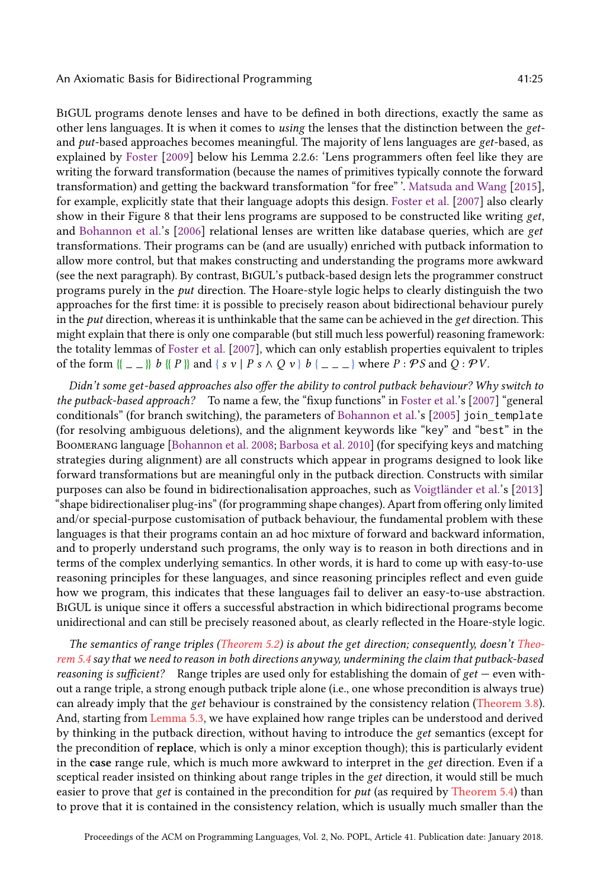BiGUL programs denote lenses and have to be defined in both directions, exactly the same as other lens languages. It is when it comes to *using* the lenses that the distinction between the *get*- and *put*-based approaches becomes meaningful. The majority of lens languages are *get*-based, as explained by Foster [2009] below his Lemma 2.2.6: 'Lens programmers often feel like they are writing the forward transformation (because the names of primitives typically connote the forward transformation) and getting the backward transformation "for free" '. Matsuda and Wang [2015], for example, explicitly state that their language adopts this design. Foster et al. [2007] also clearly show in their Figure 8 that their lens programs are supposed to be constructed like writing *get*, and Bohannon et al.'s [2006] relational lenses are written like database queries, which are *get* transformations. Their programs can be (and are usually) enriched with putback information to allow more control, but that makes constructing and understanding the programs more awkward (see the next paragraph). By contrast, BiGUL's putback-based design lets the programmer construct programs purely in the *put* direction. The Hoare-style logic helps to clearly distinguish the two approaches for the first time: it is possible to precisely reason about bidirectional behaviour purely in the *put* direction, whereas it is unthinkable that the same can be achieved in the *get* direction. This might explain that there is only one comparable (but still much less powerful) reasoning framework: the totality lemmas of Foster et al. [2007], which can only establish properties equivalent to triples of the form $\{\!\{\ \_\ \_\ \}\!\}\ b\ \{\!\{\ P\ \}\!\}$ and $\{\ s\ v \mid P\ s \land Q\ v\ \}\ b\ \{\ \_\ \_\ \_\ \}$ where $P : \mathcal{P}S$ and $Q : \mathcal{P}V$.

*Didn't some get-based approaches also offer the ability to control putback behaviour? Why switch to the putback-based approach?* To name a few, the "fixup functions" in Foster et al.'s [2007] "general conditionals" (for branch switching), the parameters of Bohannon et al.'s [2005] `join_template` (for resolving ambiguous deletions), and the alignment keywords like "`key`" and "`best`" in the Boomerang language [Bohannon et al. 2008; Barbosa et al. 2010] (for specifying keys and matching strategies during alignment) are all constructs which appear in programs designed to look like forward transformations but are meaningful only in the putback direction. Constructs with similar purposes can also be found in bidirectionalisation approaches, such as Voigtländer et al.'s [2013] "shape bidirectionaliser plug-ins" (for programming shape changes). Apart from offering only limited and/or special-purpose customisation of putback behaviour, the fundamental problem with these languages is that their programs contain an ad hoc mixture of forward and backward information, and to properly understand such programs, the only way is to reason in both directions and in terms of the complex underlying semantics. In other words, it is hard to come up with easy-to-use reasoning principles for these languages, and since reasoning principles reflect and even guide how we program, this indicates that these languages fail to deliver an easy-to-use abstraction. BiGUL is unique since it offers a successful abstraction in which bidirectional programs become unidirectional and can still be precisely reasoned about, as clearly reflected in the Hoare-style logic.

*The semantics of range triples (Theorem 5.2) is about the get direction; consequently, doesn't Theorem 5.4 say that we need to reason in both directions anyway, undermining the claim that putback-based reasoning is sufficient?* Range triples are used only for establishing the domain of *get* — even without a range triple, a strong enough putback triple alone (i.e., one whose precondition is always true) can already imply that the *get* behaviour is constrained by the consistency relation (Theorem 3.8). And, starting from Lemma 5.3, we have explained how range triples can be understood and derived by thinking in the putback direction, without having to introduce the *get* semantics (except for the precondition of **replace**, which is only a minor exception though); this is particularly evident in the **case** range rule, which is much more awkward to interpret in the *get* direction. Even if a sceptical reader insisted on thinking about range triples in the *get* direction, it would still be much easier to prove that *get* is contained in the precondition for *put* (as required by Theorem 5.4) than to prove that it is contained in the consistency relation, which is usually much smaller than the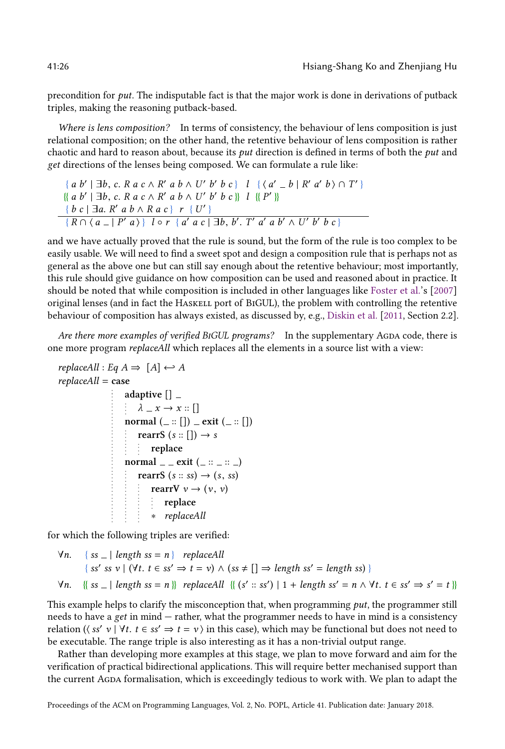precondition for *put*. The indisputable fact is that the major work is done in derivations of putback triples, making the reasoning putback-based.

*Where is lens composition?* In terms of consistency, the behaviour of lens composition is just relational composition; on the other hand, the retentive behaviour of lens composition is rather chaotic and hard to reason about, because its *put* direction is defined in terms of both the *put* and *get* directions of the lenses being composed. We can formulate a rule like:

$$\frac{\begin{array}{l}\{\, a\ b' \mid \exists b,\, c.\ R\ a\ c \wedge R'\ a\ b \wedge U'\ b'\ b\ c \,\}\ \ l\ \ \{\, \langle\, a'\ \_\ b \mid R'\ a'\ b \,\rangle \cap T' \,\} \\ \{\!\{\, a\ b' \mid \exists b,\, c.\ R\ a\ c \wedge R'\ a\ b \wedge U'\ b'\ b\ c \,\}\!\}\ \ l\ \ \{\!\{\, P' \,\}\!\} \\ \{\, b\ c \mid \exists a.\ R'\ a\ b \wedge R\ a\ c \,\}\ \ r\ \ \{\, U' \,\}\end{array}}{\{\, R \cap \langle\, a\ \_ \mid P'\ a \,\rangle \,\}\ \ l \circ r\ \ \{\, a'\ a\ c \mid \exists b,\, b'.\ T'\ a'\ a\ b' \wedge U'\ b'\ b\ c \,\}}$$

and we have actually proved that the rule is sound, but the form of the rule is too complex to be easily usable. We will need to find a sweet spot and design a composition rule that is perhaps not as general as the above one but can still say enough about the retentive behaviour; most importantly, this rule should give guidance on how composition can be used and reasoned about in practice. It should be noted that while composition is included in other languages like Foster et al.'s [2007] original lenses (and in fact the Haskell port of BiGUL), the problem with controlling the retentive behaviour of composition has always existed, as discussed by, e.g., Diskin et al. [2011, Section 2.2].

*Are there more examples of verified BiGUL programs?* In the supplementary Agda code, there is one more program *replaceAll* which replaces all the elements in a source list with a view:

```
replaceAll : Eq A ⇒ [A] ⟷ A
replaceAll = case
               adaptive [] _
                 λ _ x → x :: []
               normal (_ :: []) _ exit (_ :: [])
                 rearrS (s :: []) → s
                   replace
               normal _ _ exit (_ :: _ :: _)
                 rearrS (s :: ss) → (s, ss)
                   rearrV v → (v, v)
                     replace
                     * replaceAll
```

for which the following triples are verified:

$$\forall n.\quad \{\, ss\ \_ \mid \mathit{length}\ ss = n \,\}\ \ \mathit{replaceAll}$$
$$\{\, ss'\ ss\ v \mid (\forall t.\ t \in ss' \Rightarrow t = v) \wedge (ss \neq [] \Rightarrow \mathit{length}\ ss' = \mathit{length}\ ss) \,\}$$

$$\forall n.\quad \{\!\{\, ss\ \_ \mid \mathit{length}\ ss = n \,\}\!\}\ \ \mathit{replaceAll}\ \ \{\!\{\, (s' :: ss') \mid 1 + \mathit{length}\ ss' = n \wedge \forall t.\ t \in ss' \Rightarrow s' = t \,\}\!\}$$

This example helps to clarify the misconception that, when programming *put*, the programmer still needs to have a *get* in mind — rather, what the programmer needs to have in mind is a consistency relation ($\langle\, ss'\ v \mid \forall t.\ t \in ss' \Rightarrow t = v \,\rangle$ in this case), which may be functional but does not need to be executable. The range triple is also interesting as it has a non-trivial output range.

Rather than developing more examples at this stage, we plan to move forward and aim for the verification of practical bidirectional applications. This will require better mechanised support than the current Agda formalisation, which is exceedingly tedious to work with. We plan to adapt the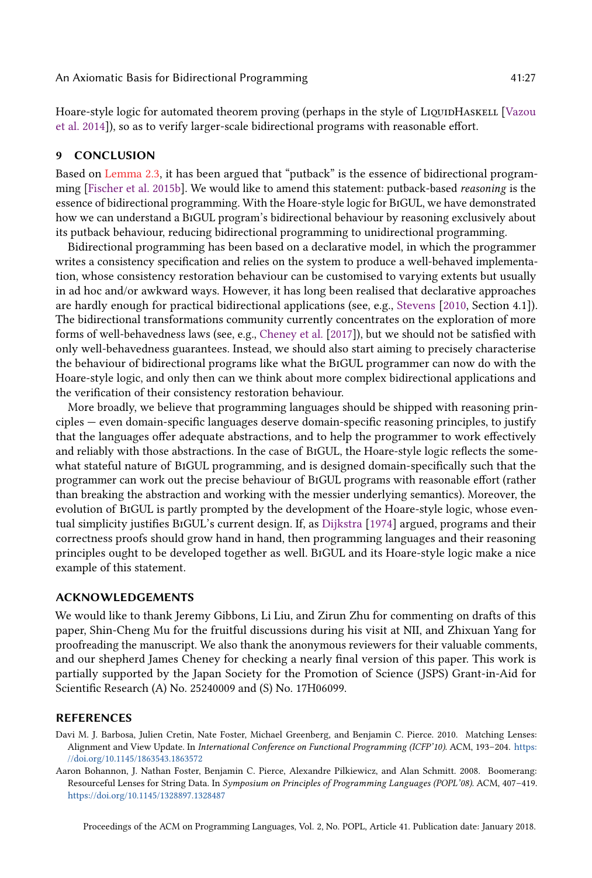Hoare-style logic for automated theorem proving (perhaps in the style of LiquidHaskell [Vazou et al. 2014]), so as to verify larger-scale bidirectional programs with reasonable effort.

## 9 CONCLUSION

Based on Lemma 2.3, it has been argued that "putback" is the essence of bidirectional programming [Fischer et al. 2015b]. We would like to amend this statement: putback-based *reasoning* is the essence of bidirectional programming. With the Hoare-style logic for BiGUL, we have demonstrated how we can understand a BiGUL program's bidirectional behaviour by reasoning exclusively about its putback behaviour, reducing bidirectional programming to unidirectional programming.

Bidirectional programming has been based on a declarative model, in which the programmer writes a consistency specification and relies on the system to produce a well-behaved implementation, whose consistency restoration behaviour can be customised to varying extents but usually in ad hoc and/or awkward ways. However, it has long been realised that declarative approaches are hardly enough for practical bidirectional applications (see, e.g., Stevens [2010, Section 4.1]). The bidirectional transformations community currently concentrates on the exploration of more forms of well-behavedness laws (see, e.g., Cheney et al. [2017]), but we should not be satisfied with only well-behavedness guarantees. Instead, we should also start aiming to precisely characterise the behaviour of bidirectional programs like what the BiGUL programmer can now do with the Hoare-style logic, and only then can we think about more complex bidirectional applications and the verification of their consistency restoration behaviour.

More broadly, we believe that programming languages should be shipped with reasoning principles — even domain-specific languages deserve domain-specific reasoning principles, to justify that the languages offer adequate abstractions, and to help the programmer to work effectively and reliably with those abstractions. In the case of BiGUL, the Hoare-style logic reflects the somewhat stateful nature of BiGUL programming, and is designed domain-specifically such that the programmer can work out the precise behaviour of BiGUL programs with reasonable effort (rather than breaking the abstraction and working with the messier underlying semantics). Moreover, the evolution of BiGUL is partly prompted by the development of the Hoare-style logic, whose eventual simplicity justifies BiGUL's current design. If, as Dijkstra [1974] argued, programs and their correctness proofs should grow hand in hand, then programming languages and their reasoning principles ought to be developed together as well. BiGUL and its Hoare-style logic make a nice example of this statement.

## ACKNOWLEDGEMENTS

We would like to thank Jeremy Gibbons, Li Liu, and Zirun Zhu for commenting on drafts of this paper, Shin-Cheng Mu for the fruitful discussions during his visit at NII, and Zhixuan Yang for proofreading the manuscript. We also thank the anonymous reviewers for their valuable comments, and our shepherd James Cheney for checking a nearly final version of this paper. This work is partially supported by the Japan Society for the Promotion of Science (JSPS) Grant-in-Aid for Scientific Research (A) No. 25240009 and (S) No. 17H06099.

## REFERENCES

Davi M. J. Barbosa, Julien Cretin, Nate Foster, Michael Greenberg, and Benjamin C. Pierce. 2010. Matching Lenses: Alignment and View Update. In *International Conference on Functional Programming (ICFP'10)*. ACM, 193–204. https://doi.org/10.1145/1863543.1863572

Aaron Bohannon, J. Nathan Foster, Benjamin C. Pierce, Alexandre Pilkiewicz, and Alan Schmitt. 2008. Boomerang: Resourceful Lenses for String Data. In *Symposium on Principles of Programming Languages (POPL'08)*. ACM, 407–419. https://doi.org/10.1145/1328897.1328487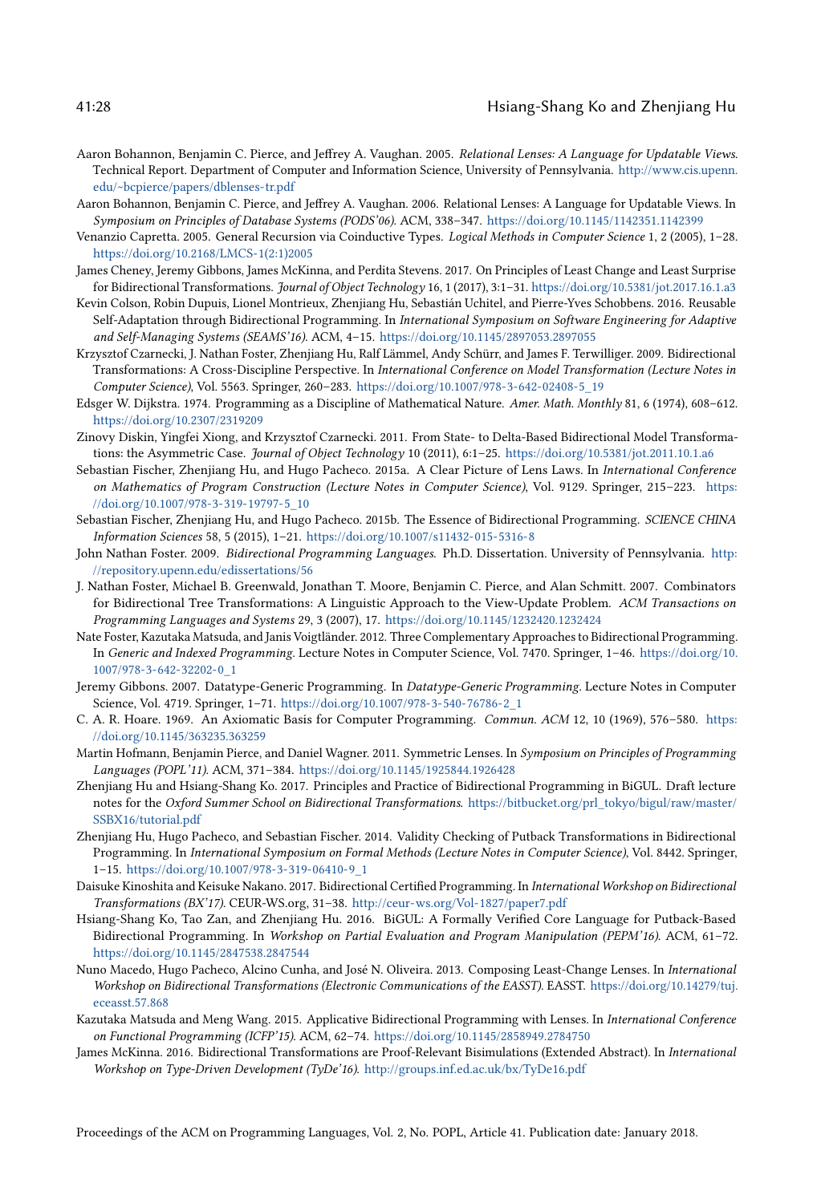Aaron Bohannon, Benjamin C. Pierce, and Jeffrey A. Vaughan. 2005. *Relational Lenses: A Language for Updatable Views*. Technical Report. Department of Computer and Information Science, University of Pennsylvania. http://www.cis.upenn.edu/~bcpierce/papers/dblenses-tr.pdf

Aaron Bohannon, Benjamin C. Pierce, and Jeffrey A. Vaughan. 2006. Relational Lenses: A Language for Updatable Views. In *Symposium on Principles of Database Systems (PODS'06)*. ACM, 338–347. https://doi.org/10.1145/1142351.1142399

Venanzio Capretta. 2005. General Recursion via Coinductive Types. *Logical Methods in Computer Science* 1, 2 (2005), 1–28. https://doi.org/10.2168/LMCS-1(2:1)2005

James Cheney, Jeremy Gibbons, James McKinna, and Perdita Stevens. 2017. On Principles of Least Change and Least Surprise for Bidirectional Transformations. *Journal of Object Technology* 16, 1 (2017), 3:1–31. https://doi.org/10.5381/jot.2017.16.1.a3

Kevin Colson, Robin Dupuis, Lionel Montrieux, Zhenjiang Hu, Sebastián Uchitel, and Pierre-Yves Schobbens. 2016. Reusable Self-Adaptation through Bidirectional Programming. In *International Symposium on Software Engineering for Adaptive and Self-Managing Systems (SEAMS'16)*. ACM, 4–15. https://doi.org/10.1145/2897053.2897055

Krzysztof Czarnecki, J. Nathan Foster, Zhenjiang Hu, Ralf Lämmel, Andy Schürr, and James F. Terwilliger. 2009. Bidirectional Transformations: A Cross-Discipline Perspective. In *International Conference on Model Transformation (Lecture Notes in Computer Science)*, Vol. 5563. Springer, 260–283. https://doi.org/10.1007/978-3-642-02408-5_19

Edsger W. Dijkstra. 1974. Programming as a Discipline of Mathematical Nature. *Amer. Math. Monthly* 81, 6 (1974), 608–612. https://doi.org/10.2307/2319209

Zinovy Diskin, Yingfei Xiong, and Krzysztof Czarnecki. 2011. From State- to Delta-Based Bidirectional Model Transformations: the Asymmetric Case. *Journal of Object Technology* 10 (2011), 6:1–25. https://doi.org/10.5381/jot.2011.10.1.a6

Sebastian Fischer, Zhenjiang Hu, and Hugo Pacheco. 2015a. A Clear Picture of Lens Laws. In *International Conference on Mathematics of Program Construction (Lecture Notes in Computer Science)*, Vol. 9129. Springer, 215–223. https://doi.org/10.1007/978-3-319-19797-5_10

Sebastian Fischer, Zhenjiang Hu, and Hugo Pacheco. 2015b. The Essence of Bidirectional Programming. *SCIENCE CHINA Information Sciences* 58, 5 (2015), 1–21. https://doi.org/10.1007/s11432-015-5316-8

John Nathan Foster. 2009. *Bidirectional Programming Languages*. Ph.D. Dissertation. University of Pennsylvania. http://repository.upenn.edu/edissertations/56

J. Nathan Foster, Michael B. Greenwald, Jonathan T. Moore, Benjamin C. Pierce, and Alan Schmitt. 2007. Combinators for Bidirectional Tree Transformations: A Linguistic Approach to the View-Update Problem. *ACM Transactions on Programming Languages and Systems* 29, 3 (2007), 17. https://doi.org/10.1145/1232420.1232424

Nate Foster, Kazutaka Matsuda, and Janis Voigtländer. 2012. Three Complementary Approaches to Bidirectional Programming. In *Generic and Indexed Programming*. Lecture Notes in Computer Science, Vol. 7470. Springer, 1–46. https://doi.org/10.1007/978-3-642-32202-0_1

Jeremy Gibbons. 2007. Datatype-Generic Programming. In *Datatype-Generic Programming*. Lecture Notes in Computer Science, Vol. 4719. Springer, 1–71. https://doi.org/10.1007/978-3-540-76786-2_1

C. A. R. Hoare. 1969. An Axiomatic Basis for Computer Programming. *Commun. ACM* 12, 10 (1969), 576–580. https://doi.org/10.1145/363235.363259

Martin Hofmann, Benjamin Pierce, and Daniel Wagner. 2011. Symmetric Lenses. In *Symposium on Principles of Programming Languages (POPL'11)*. ACM, 371–384. https://doi.org/10.1145/1925844.1926428

Zhenjiang Hu and Hsiang-Shang Ko. 2017. Principles and Practice of Bidirectional Programming in BiGUL. Draft lecture notes for the *Oxford Summer School on Bidirectional Transformations*. https://bitbucket.org/prl_tokyo/bigul/raw/master/SSBX16/tutorial.pdf

Zhenjiang Hu, Hugo Pacheco, and Sebastian Fischer. 2014. Validity Checking of Putback Transformations in Bidirectional Programming. In *International Symposium on Formal Methods (Lecture Notes in Computer Science)*, Vol. 8442. Springer, 1–15. https://doi.org/10.1007/978-3-319-06410-9_1

Daisuke Kinoshita and Keisuke Nakano. 2017. Bidirectional Certified Programming. In *International Workshop on Bidirectional Transformations (BX'17)*. CEUR-WS.org, 31–38. http://ceur-ws.org/Vol-1827/paper7.pdf

Hsiang-Shang Ko, Tao Zan, and Zhenjiang Hu. 2016. BiGUL: A Formally Verified Core Language for Putback-Based Bidirectional Programming. In *Workshop on Partial Evaluation and Program Manipulation (PEPM'16)*. ACM, 61–72. https://doi.org/10.1145/2847538.2847544

Nuno Macedo, Hugo Pacheco, Alcino Cunha, and José N. Oliveira. 2013. Composing Least-Change Lenses. In *International Workshop on Bidirectional Transformations (Electronic Communications of the EASST)*. EASST. https://doi.org/10.14279/tuj.eceasst.57.868

Kazutaka Matsuda and Meng Wang. 2015. Applicative Bidirectional Programming with Lenses. In *International Conference on Functional Programming (ICFP'15)*. ACM, 62–74. https://doi.org/10.1145/2858949.2784750

James McKinna. 2016. Bidirectional Transformations are Proof-Relevant Bisimulations (Extended Abstract). In *International Workshop on Type-Driven Development (TyDe'16)*. http://groups.inf.ed.ac.uk/bx/TyDe16.pdf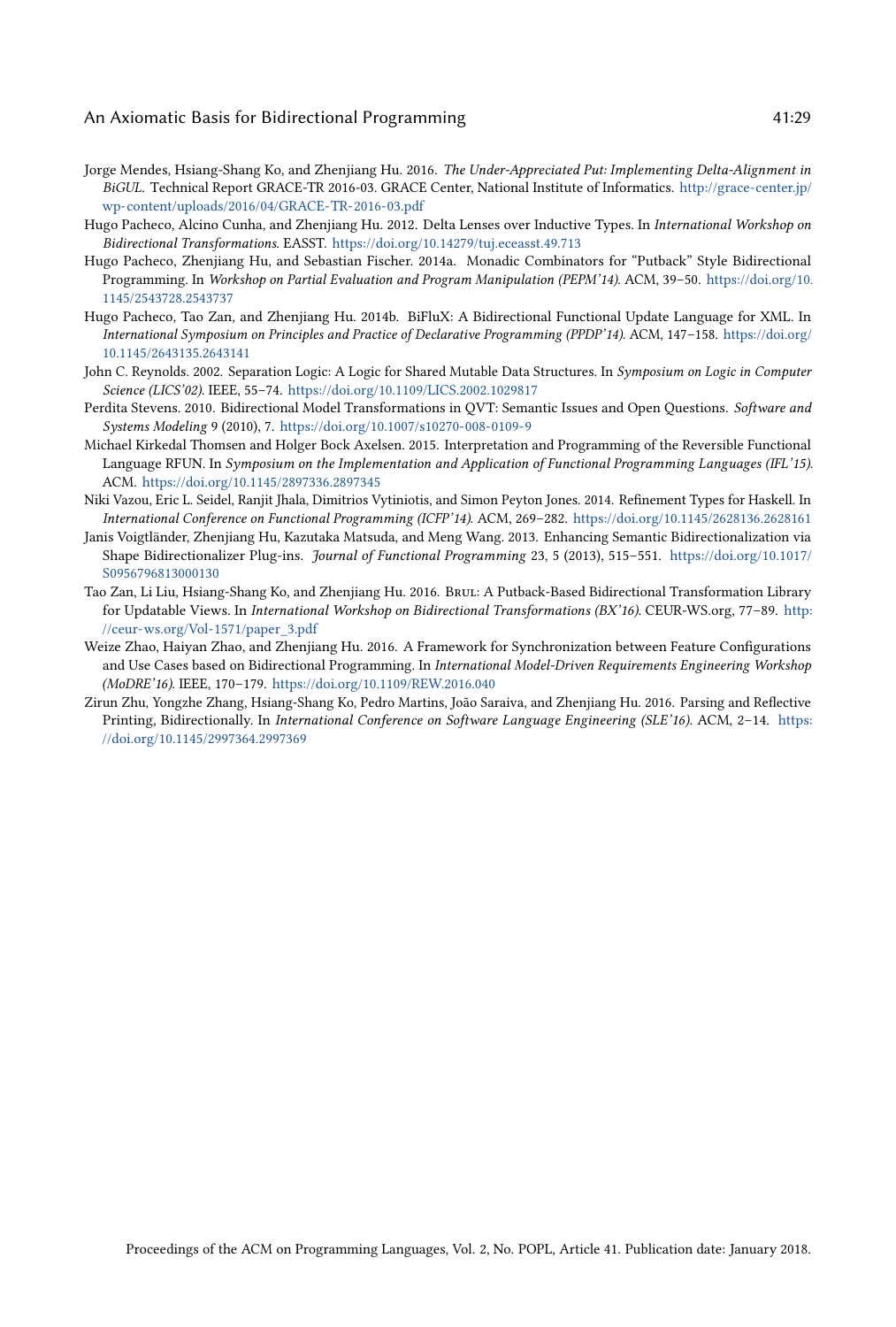Jorge Mendes, Hsiang-Shang Ko, and Zhenjiang Hu. 2016. *The Under-Appreciated Put: Implementing Delta-Alignment in BiGUL*. Technical Report GRACE-TR 2016-03. GRACE Center, National Institute of Informatics. http://grace-center.jp/wp-content/uploads/2016/04/GRACE-TR-2016-03.pdf

Hugo Pacheco, Alcino Cunha, and Zhenjiang Hu. 2012. Delta Lenses over Inductive Types. In *International Workshop on Bidirectional Transformations*. EASST. https://doi.org/10.14279/tuj.eceasst.49.713

Hugo Pacheco, Zhenjiang Hu, and Sebastian Fischer. 2014a. Monadic Combinators for "Putback" Style Bidirectional Programming. In *Workshop on Partial Evaluation and Program Manipulation (PEPM'14)*. ACM, 39–50. https://doi.org/10.1145/2543728.2543737

Hugo Pacheco, Tao Zan, and Zhenjiang Hu. 2014b. BiFluX: A Bidirectional Functional Update Language for XML. In *International Symposium on Principles and Practice of Declarative Programming (PPDP'14)*. ACM, 147–158. https://doi.org/10.1145/2643135.2643141

John C. Reynolds. 2002. Separation Logic: A Logic for Shared Mutable Data Structures. In *Symposium on Logic in Computer Science (LICS'02)*. IEEE, 55–74. https://doi.org/10.1109/LICS.2002.1029817

Perdita Stevens. 2010. Bidirectional Model Transformations in QVT: Semantic Issues and Open Questions. *Software and Systems Modeling* 9 (2010), 7. https://doi.org/10.1007/s10270-008-0109-9

Michael Kirkedal Thomsen and Holger Bock Axelsen. 2015. Interpretation and Programming of the Reversible Functional Language RFUN. In *Symposium on the Implementation and Application of Functional Programming Languages (IFL'15)*. ACM. https://doi.org/10.1145/2897336.2897345

Niki Vazou, Eric L. Seidel, Ranjit Jhala, Dimitrios Vytiniotis, and Simon Peyton Jones. 2014. Refinement Types for Haskell. In *International Conference on Functional Programming (ICFP'14)*. ACM, 269–282. https://doi.org/10.1145/2628136.2628161

Janis Voigtländer, Zhenjiang Hu, Kazutaka Matsuda, and Meng Wang. 2013. Enhancing Semantic Bidirectionalization via Shape Bidirectionalizer Plug-ins. *Journal of Functional Programming* 23, 5 (2013), 515–551. https://doi.org/10.1017/S0956796813000130

Tao Zan, Li Liu, Hsiang-Shang Ko, and Zhenjiang Hu. 2016. Brul: A Putback-Based Bidirectional Transformation Library for Updatable Views. In *International Workshop on Bidirectional Transformations (BX'16)*. CEUR-WS.org, 77–89. http://ceur-ws.org/Vol-1571/paper_3.pdf

Weize Zhao, Haiyan Zhao, and Zhenjiang Hu. 2016. A Framework for Synchronization between Feature Configurations and Use Cases based on Bidirectional Programming. In *International Model-Driven Requirements Engineering Workshop (MoDRE'16)*. IEEE, 170–179. https://doi.org/10.1109/REW.2016.040

Zirun Zhu, Yongzhe Zhang, Hsiang-Shang Ko, Pedro Martins, João Saraiva, and Zhenjiang Hu. 2016. Parsing and Reflective Printing, Bidirectionally. In *International Conference on Software Language Engineering (SLE'16)*. ACM, 2–14. https://doi.org/10.1145/2997364.2997369